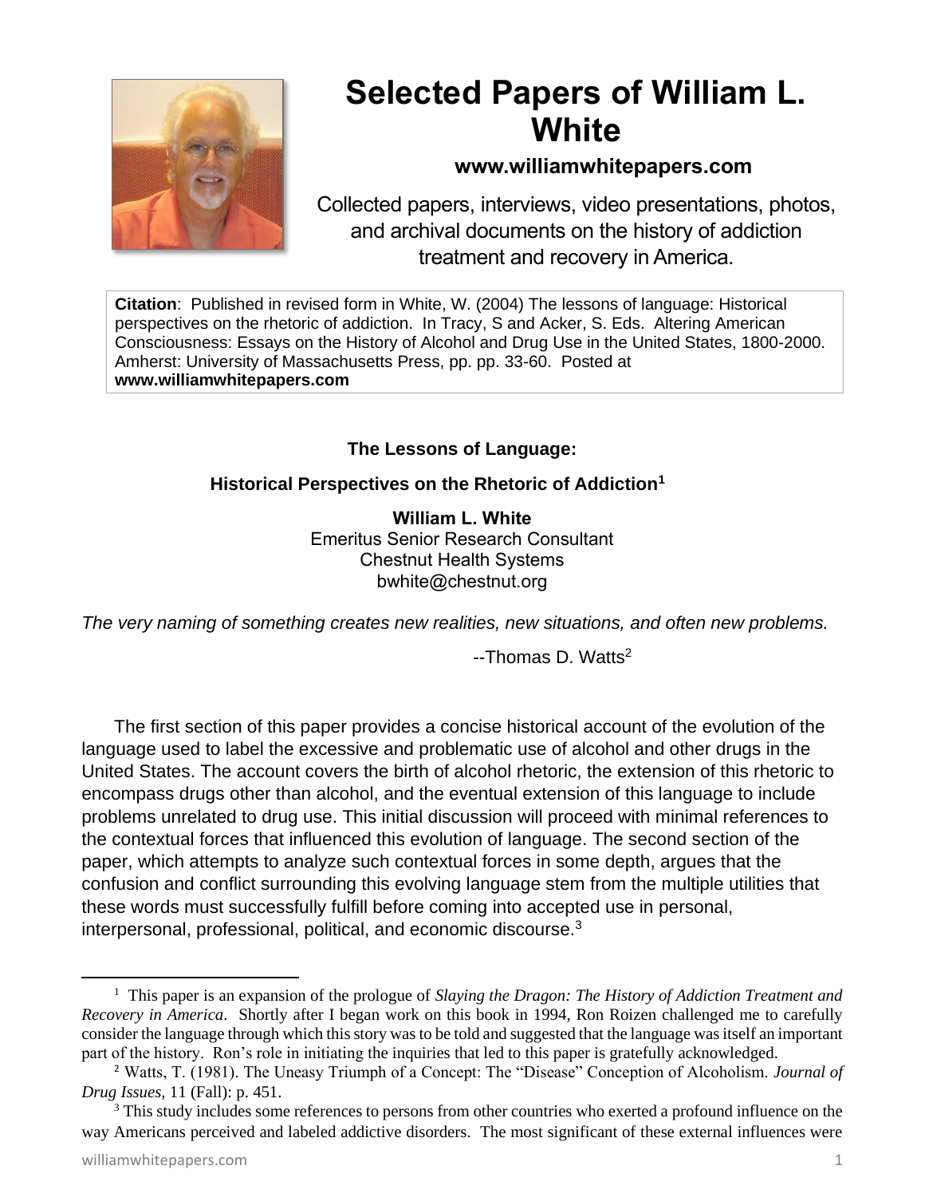# Selected Papers of William L. White

**www.williamwhitepapers.com**

Collected papers, interviews, video presentations, photos, and archival documents on the history of addiction treatment and recovery in America.

**Citation**: Published in revised form in White, W. (2004) The lessons of language: Historical perspectives on the rhetoric of addiction. In Tracy, S and Acker, S. Eds. Altering American Consciousness: Essays on the History of Alcohol and Drug Use in the United States, 1800-2000. Amherst: University of Massachusetts Press, pp. pp. 33-60. Posted at **www.williamwhitepapers.com**

## The Lessons of Language:

## Historical Perspectives on the Rhetoric of Addiction[1]

**William L. White**
Emeritus Senior Research Consultant
Chestnut Health Systems
bwhite@chestnut.org

*The very naming of something creates new realities, new situations, and often new problems.*

--Thomas D. Watts[2]

The first section of this paper provides a concise historical account of the evolution of the language used to label the excessive and problematic use of alcohol and other drugs in the United States. The account covers the birth of alcohol rhetoric, the extension of this rhetoric to encompass drugs other than alcohol, and the eventual extension of this language to include problems unrelated to drug use. This initial discussion will proceed with minimal references to the contextual forces that influenced this evolution of language. The second section of the paper, which attempts to analyze such contextual forces in some depth, argues that the confusion and conflict surrounding this evolving language stem from the multiple utilities that these words must successfully fulfill before coming into accepted use in personal, interpersonal, professional, political, and economic discourse.[3]

---

[1] This paper is an expansion of the prologue of *Slaying the Dragon: The History of Addiction Treatment and Recovery in America*. Shortly after I began work on this book in 1994, Ron Roizen challenged me to carefully consider the language through which this story was to be told and suggested that the language was itself an important part of the history. Ron's role in initiating the inquiries that led to this paper is gratefully acknowledged.

[2] Watts, T. (1981). The Uneasy Triumph of a Concept: The "Disease" Conception of Alcoholism. *Journal of Drug Issues,* 11 (Fall): p. 451.

[3] This study includes some references to persons from other countries who exerted a profound influence on the way Americans perceived and labeled addictive disorders. The most significant of these external influences were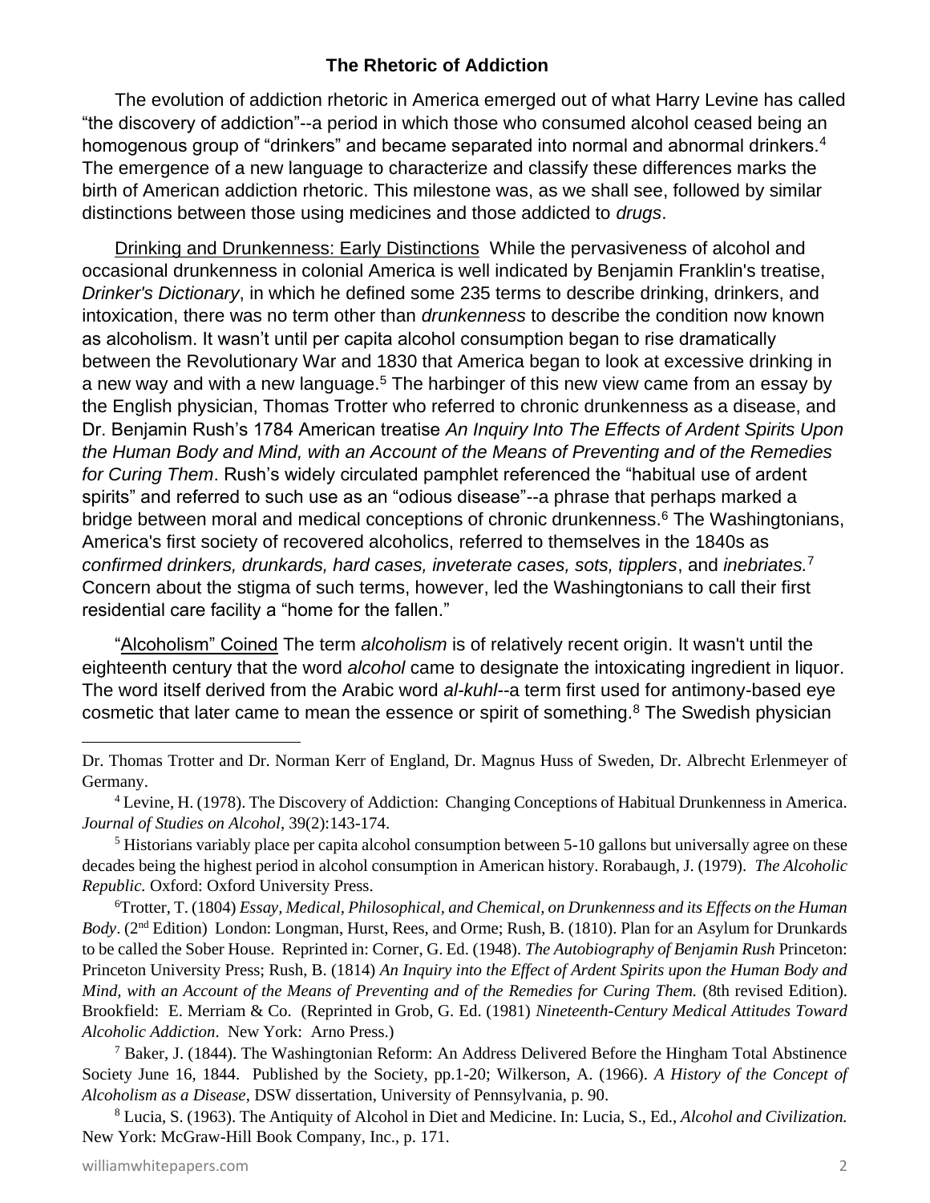## The Rhetoric of Addiction

The evolution of addiction rhetoric in America emerged out of what Harry Levine has called "the discovery of addiction"--a period in which those who consumed alcohol ceased being an homogenous group of "drinkers" and became separated into normal and abnormal drinkers.[4] The emergence of a new language to characterize and classify these differences marks the birth of American addiction rhetoric. This milestone was, as we shall see, followed by similar distinctions between those using medicines and those addicted to *drugs*.

Drinking and Drunkenness: Early Distinctions While the pervasiveness of alcohol and occasional drunkenness in colonial America is well indicated by Benjamin Franklin's treatise, *Drinker's Dictionary*, in which he defined some 235 terms to describe drinking, drinkers, and intoxication, there was no term other than *drunkenness* to describe the condition now known as alcoholism. It wasn't until per capita alcohol consumption began to rise dramatically between the Revolutionary War and 1830 that America began to look at excessive drinking in a new way and with a new language.[5] The harbinger of this new view came from an essay by the English physician, Thomas Trotter who referred to chronic drunkenness as a disease, and Dr. Benjamin Rush's 1784 American treatise *An Inquiry Into The Effects of Ardent Spirits Upon the Human Body and Mind, with an Account of the Means of Preventing and of the Remedies for Curing Them*. Rush's widely circulated pamphlet referenced the "habitual use of ardent spirits" and referred to such use as an "odious disease"--a phrase that perhaps marked a bridge between moral and medical conceptions of chronic drunkenness.[6] The Washingtonians, America's first society of recovered alcoholics, referred to themselves in the 1840s as *confirmed drinkers, drunkards, hard cases, inveterate cases, sots, tipplers*, and *inebriates.*[7] Concern about the stigma of such terms, however, led the Washingtonians to call their first residential care facility a "home for the fallen."

"Alcoholism" Coined The term *alcoholism* is of relatively recent origin. It wasn't until the eighteenth century that the word *alcohol* came to designate the intoxicating ingredient in liquor. The word itself derived from the Arabic word *al-kuhl*--a term first used for antimony-based eye cosmetic that later came to mean the essence or spirit of something.[8] The Swedish physician

---

Dr. Thomas Trotter and Dr. Norman Kerr of England, Dr. Magnus Huss of Sweden, Dr. Albrecht Erlenmeyer of Germany.

[4] Levine, H. (1978). The Discovery of Addiction: Changing Conceptions of Habitual Drunkenness in America. *Journal of Studies on Alcohol*, 39(2):143-174.

[5] Historians variably place per capita alcohol consumption between 5-10 gallons but universally agree on these decades being the highest period in alcohol consumption in American history. Rorabaugh, J. (1979). *The Alcoholic Republic.* Oxford: Oxford University Press.

[6] Trotter, T. (1804) *Essay, Medical, Philosophical, and Chemical, on Drunkenness and its Effects on the Human Body*. (2nd Edition) London: Longman, Hurst, Rees, and Orme; Rush, B. (1810). Plan for an Asylum for Drunkards to be called the Sober House. Reprinted in: Corner, G. Ed. (1948). *The Autobiography of Benjamin Rush* Princeton: Princeton University Press; Rush, B. (1814) *An Inquiry into the Effect of Ardent Spirits upon the Human Body and Mind, with an Account of the Means of Preventing and of the Remedies for Curing Them.* (8th revised Edition). Brookfield: E. Merriam & Co. (Reprinted in Grob, G. Ed. (1981) *Nineteenth-Century Medical Attitudes Toward Alcoholic Addiction*. New York: Arno Press.)

[7] Baker, J. (1844). The Washingtonian Reform: An Address Delivered Before the Hingham Total Abstinence Society June 16, 1844. Published by the Society, pp.1-20; Wilkerson, A. (1966). *A History of the Concept of Alcoholism as a Disease*, DSW dissertation, University of Pennsylvania, p. 90.

[8] Lucia, S. (1963). The Antiquity of Alcohol in Diet and Medicine. In: Lucia, S., Ed., *Alcohol and Civilization.* New York: McGraw-Hill Book Company, Inc., p. 171.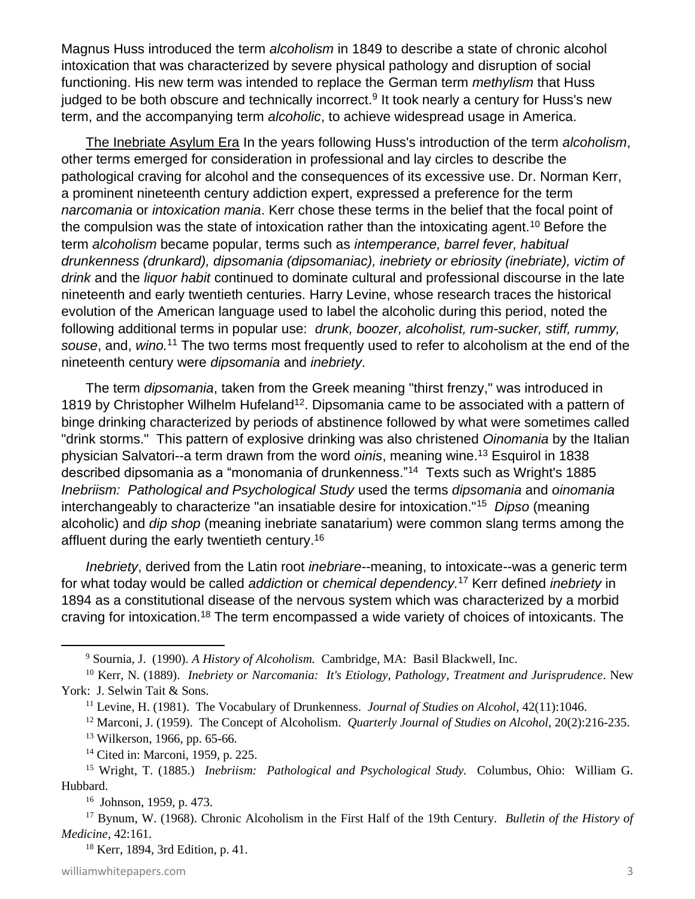Magnus Huss introduced the term *alcoholism* in 1849 to describe a state of chronic alcohol intoxication that was characterized by severe physical pathology and disruption of social functioning. His new term was intended to replace the German term *methylism* that Huss judged to be both obscure and technically incorrect.[9] It took nearly a century for Huss's new term, and the accompanying term *alcoholic*, to achieve widespread usage in America.

The Inebriate Asylum Era In the years following Huss's introduction of the term *alcoholism*, other terms emerged for consideration in professional and lay circles to describe the pathological craving for alcohol and the consequences of its excessive use. Dr. Norman Kerr, a prominent nineteenth century addiction expert, expressed a preference for the term *narcomania* or *intoxication mania*. Kerr chose these terms in the belief that the focal point of the compulsion was the state of intoxication rather than the intoxicating agent.[10] Before the term *alcoholism* became popular, terms such as *intemperance, barrel fever, habitual drunkenness (drunkard), dipsomania (dipsomaniac), inebriety or ebriosity (inebriate), victim of drink* and the *liquor habit* continued to dominate cultural and professional discourse in the late nineteenth and early twentieth centuries. Harry Levine, whose research traces the historical evolution of the American language used to label the alcoholic during this period, noted the following additional terms in popular use: *drunk, boozer, alcoholist, rum-sucker, stiff, rummy, souse*, and, *wino.*[11] The two terms most frequently used to refer to alcoholism at the end of the nineteenth century were *dipsomania* and *inebriety*.

The term *dipsomania*, taken from the Greek meaning "thirst frenzy," was introduced in 1819 by Christopher Wilhelm Hufeland[12]. Dipsomania came to be associated with a pattern of binge drinking characterized by periods of abstinence followed by what were sometimes called "drink storms." This pattern of explosive drinking was also christened *Oinomania* by the Italian physician Salvatori--a term drawn from the word *oinis*, meaning wine.[13] Esquirol in 1838 described dipsomania as a "monomania of drunkenness."[14] Texts such as Wright's 1885 *Inebriism: Pathological and Psychological Study* used the terms *dipsomania* and *oinomania* interchangeably to characterize "an insatiable desire for intoxication."[15] *Dipso* (meaning alcoholic) and *dip shop* (meaning inebriate sanatarium) were common slang terms among the affluent during the early twentieth century.[16]

*Inebriety*, derived from the Latin root *inebriare*--meaning, to intoxicate--was a generic term for what today would be called *addiction* or *chemical dependency.*[17] Kerr defined *inebriety* in 1894 as a constitutional disease of the nervous system which was characterized by a morbid craving for intoxication.[18] The term encompassed a wide variety of choices of intoxicants. The

---

[9] Sournia, J. (1990). *A History of Alcoholism.* Cambridge, MA: Basil Blackwell, Inc.

[10] Kerr, N. (1889). *Inebriety or Narcomania: It's Etiology, Pathology, Treatment and Jurisprudence*. New York: J. Selwin Tait & Sons.

[11] Levine, H. (1981). The Vocabulary of Drunkenness. *Journal of Studies on Alcohol*, 42(11):1046.

[12] Marconi, J. (1959). The Concept of Alcoholism. *Quarterly Journal of Studies on Alcohol*, 20(2):216-235.

[13] Wilkerson, 1966, pp. 65-66.

[14] Cited in: Marconi, 1959, p. 225.

[15] Wright, T. (1885.) *Inebriism: Pathological and Psychological Study.* Columbus, Ohio: William G. Hubbard.

[16] Johnson, 1959, p. 473.

[17] Bynum, W. (1968). Chronic Alcoholism in the First Half of the 19th Century. *Bulletin of the History of Medicine*, 42:161.

[18] Kerr, 1894, 3rd Edition, p. 41.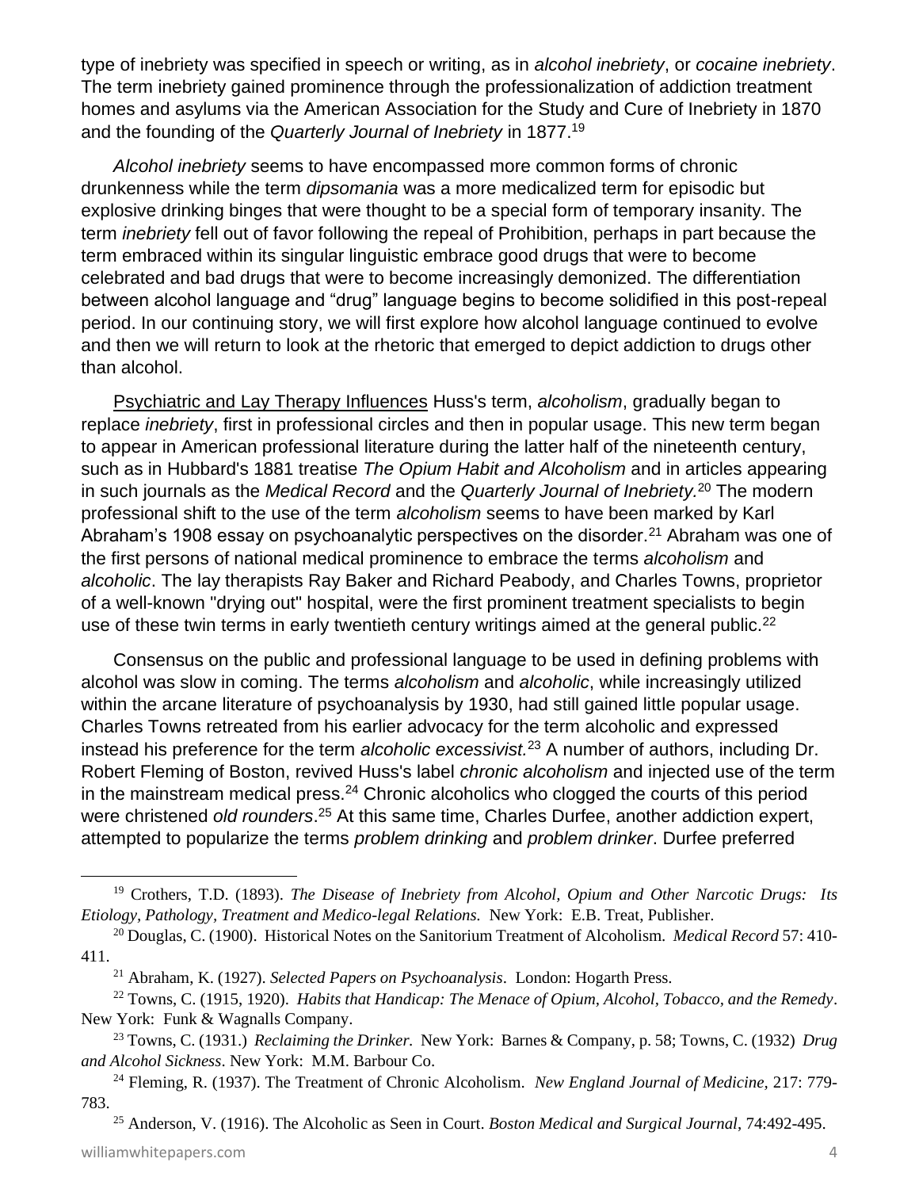type of inebriety was specified in speech or writing, as in *alcohol inebriety*, or *cocaine inebriety*. The term inebriety gained prominence through the professionalization of addiction treatment homes and asylums via the American Association for the Study and Cure of Inebriety in 1870 and the founding of the *Quarterly Journal of Inebriety* in 1877.[19]

*Alcohol inebriety* seems to have encompassed more common forms of chronic drunkenness while the term *dipsomania* was a more medicalized term for episodic but explosive drinking binges that were thought to be a special form of temporary insanity. The term *inebriety* fell out of favor following the repeal of Prohibition, perhaps in part because the term embraced within its singular linguistic embrace good drugs that were to become celebrated and bad drugs that were to become increasingly demonized. The differentiation between alcohol language and "drug" language begins to become solidified in this post-repeal period. In our continuing story, we will first explore how alcohol language continued to evolve and then we will return to look at the rhetoric that emerged to depict addiction to drugs other than alcohol.

<u>Psychiatric and Lay Therapy Influences</u> Huss's term, *alcoholism*, gradually began to replace *inebriety*, first in professional circles and then in popular usage. This new term began to appear in American professional literature during the latter half of the nineteenth century, such as in Hubbard's 1881 treatise *The Opium Habit and Alcoholism* and in articles appearing in such journals as the *Medical Record* and the *Quarterly Journal of Inebriety.*[20] The modern professional shift to the use of the term *alcoholism* seems to have been marked by Karl Abraham's 1908 essay on psychoanalytic perspectives on the disorder.[21] Abraham was one of the first persons of national medical prominence to embrace the terms *alcoholism* and *alcoholic*. The lay therapists Ray Baker and Richard Peabody, and Charles Towns, proprietor of a well-known "drying out" hospital, were the first prominent treatment specialists to begin use of these twin terms in early twentieth century writings aimed at the general public.[22]

Consensus on the public and professional language to be used in defining problems with alcohol was slow in coming. The terms *alcoholism* and *alcoholic*, while increasingly utilized within the arcane literature of psychoanalysis by 1930, had still gained little popular usage. Charles Towns retreated from his earlier advocacy for the term alcoholic and expressed instead his preference for the term *alcoholic excessivist.*[23] A number of authors, including Dr. Robert Fleming of Boston, revived Huss's label *chronic alcoholism* and injected use of the term in the mainstream medical press.[24] Chronic alcoholics who clogged the courts of this period were christened *old rounders*.[25] At this same time, Charles Durfee, another addiction expert, attempted to popularize the terms *problem drinking* and *problem drinker*. Durfee preferred

---

[19] Crothers, T.D. (1893). *The Disease of Inebriety from Alcohol, Opium and Other Narcotic Drugs: Its Etiology, Pathology, Treatment and Medico-legal Relations.* New York: E.B. Treat, Publisher.

[20] Douglas, C. (1900). Historical Notes on the Sanitorium Treatment of Alcoholism. *Medical Record* 57: 410-411.

[21] Abraham, K. (1927). *Selected Papers on Psychoanalysis*. London: Hogarth Press.

[22] Towns, C. (1915, 1920). *Habits that Handicap: The Menace of Opium, Alcohol, Tobacco, and the Remedy*. New York: Funk & Wagnalls Company.

[23] Towns, C. (1931.) *Reclaiming the Drinker.* New York: Barnes & Company, p. 58; Towns, C. (1932) *Drug and Alcohol Sickness*. New York: M.M. Barbour Co.

[24] Fleming, R. (1937). The Treatment of Chronic Alcoholism. *New England Journal of Medicine*, 217: 779-783.

[25] Anderson, V. (1916). The Alcoholic as Seen in Court. *Boston Medical and Surgical Journal*, 74:492-495.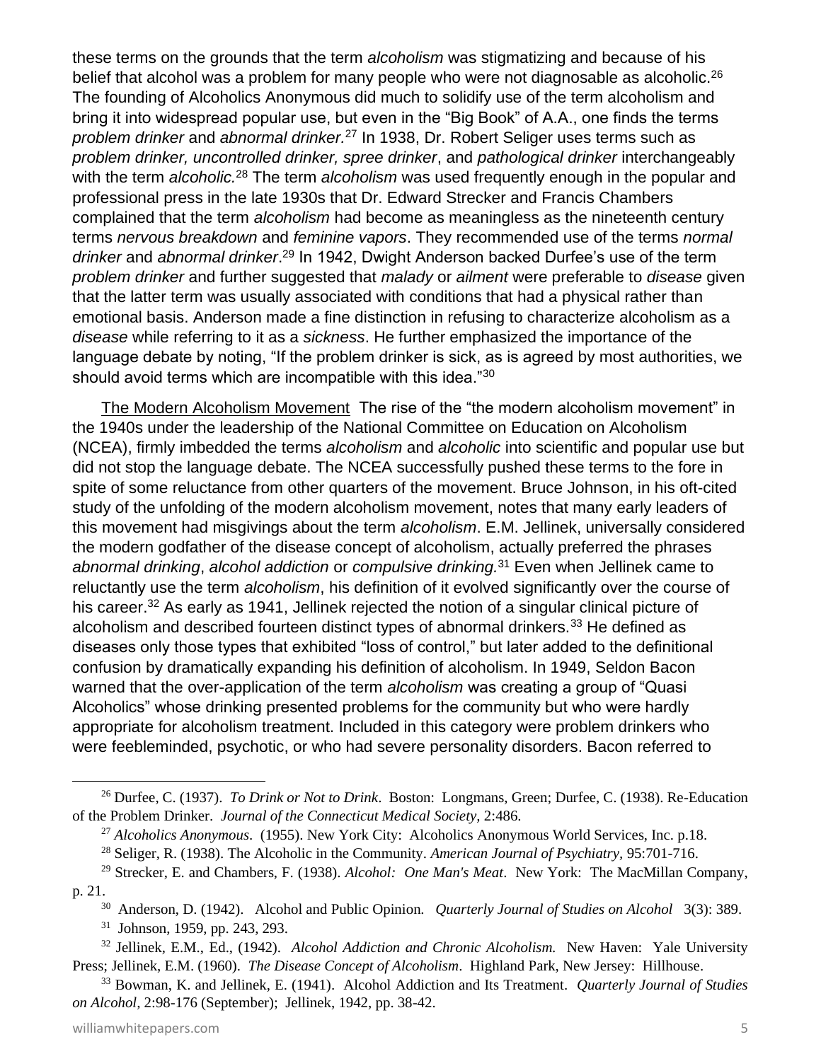these terms on the grounds that the term *alcoholism* was stigmatizing and because of his belief that alcohol was a problem for many people who were not diagnosable as alcoholic.[26] The founding of Alcoholics Anonymous did much to solidify use of the term alcoholism and bring it into widespread popular use, but even in the "Big Book" of A.A., one finds the terms *problem drinker* and *abnormal drinker.*[27] In 1938, Dr. Robert Seliger uses terms such as *problem drinker, uncontrolled drinker, spree drinker*, and *pathological drinker* interchangeably with the term *alcoholic.*[28] The term *alcoholism* was used frequently enough in the popular and professional press in the late 1930s that Dr. Edward Strecker and Francis Chambers complained that the term *alcoholism* had become as meaningless as the nineteenth century terms *nervous breakdown* and *feminine vapors*. They recommended use of the terms *normal drinker* and *abnormal drinker*.[29] In 1942, Dwight Anderson backed Durfee's use of the term *problem drinker* and further suggested that *malady* or *ailment* were preferable to *disease* given that the latter term was usually associated with conditions that had a physical rather than emotional basis. Anderson made a fine distinction in refusing to characterize alcoholism as a *disease* while referring to it as a *sickness*. He further emphasized the importance of the language debate by noting, "If the problem drinker is sick, as is agreed by most authorities, we should avoid terms which are incompatible with this idea."[30]

<u>The Modern Alcoholism Movement</u> The rise of the "the modern alcoholism movement" in the 1940s under the leadership of the National Committee on Education on Alcoholism (NCEA), firmly imbedded the terms *alcoholism* and *alcoholic* into scientific and popular use but did not stop the language debate. The NCEA successfully pushed these terms to the fore in spite of some reluctance from other quarters of the movement. Bruce Johnson, in his oft-cited study of the unfolding of the modern alcoholism movement, notes that many early leaders of this movement had misgivings about the term *alcoholism*. E.M. Jellinek, universally considered the modern godfather of the disease concept of alcoholism, actually preferred the phrases *abnormal drinking*, *alcohol addiction* or *compulsive drinking.*[31] Even when Jellinek came to reluctantly use the term *alcoholism*, his definition of it evolved significantly over the course of his career.[32] As early as 1941, Jellinek rejected the notion of a singular clinical picture of alcoholism and described fourteen distinct types of abnormal drinkers.[33] He defined as diseases only those types that exhibited "loss of control," but later added to the definitional confusion by dramatically expanding his definition of alcoholism. In 1949, Seldon Bacon warned that the over-application of the term *alcoholism* was creating a group of "Quasi Alcoholics" whose drinking presented problems for the community but who were hardly appropriate for alcoholism treatment. Included in this category were problem drinkers who were feebleminded, psychotic, or who had severe personality disorders. Bacon referred to

---

[26] Durfee, C. (1937). *To Drink or Not to Drink*. Boston: Longmans, Green; Durfee, C. (1938). Re-Education of the Problem Drinker. *Journal of the Connecticut Medical Society,* 2:486.

[27] *Alcoholics Anonymous*. (1955). New York City: Alcoholics Anonymous World Services, Inc. p.18.

[28] Seliger, R. (1938). The Alcoholic in the Community. *American Journal of Psychiatry*, 95:701-716.

[29] Strecker, E. and Chambers, F. (1938). *Alcohol: One Man's Meat*. New York: The MacMillan Company, p. 21.

[30] Anderson, D. (1942). Alcohol and Public Opinion. *Quarterly Journal of Studies on Alcohol* 3(3): 389.

[31] Johnson, 1959, pp. 243, 293.

[32] Jellinek, E.M., Ed., (1942). *Alcohol Addiction and Chronic Alcoholism.* New Haven: Yale University Press; Jellinek, E.M. (1960). *The Disease Concept of Alcoholism*. Highland Park, New Jersey: Hillhouse.

[33] Bowman, K. and Jellinek, E. (1941). Alcohol Addiction and Its Treatment. *Quarterly Journal of Studies on Alcohol,* 2:98-176 (September); Jellinek, 1942, pp. 38-42.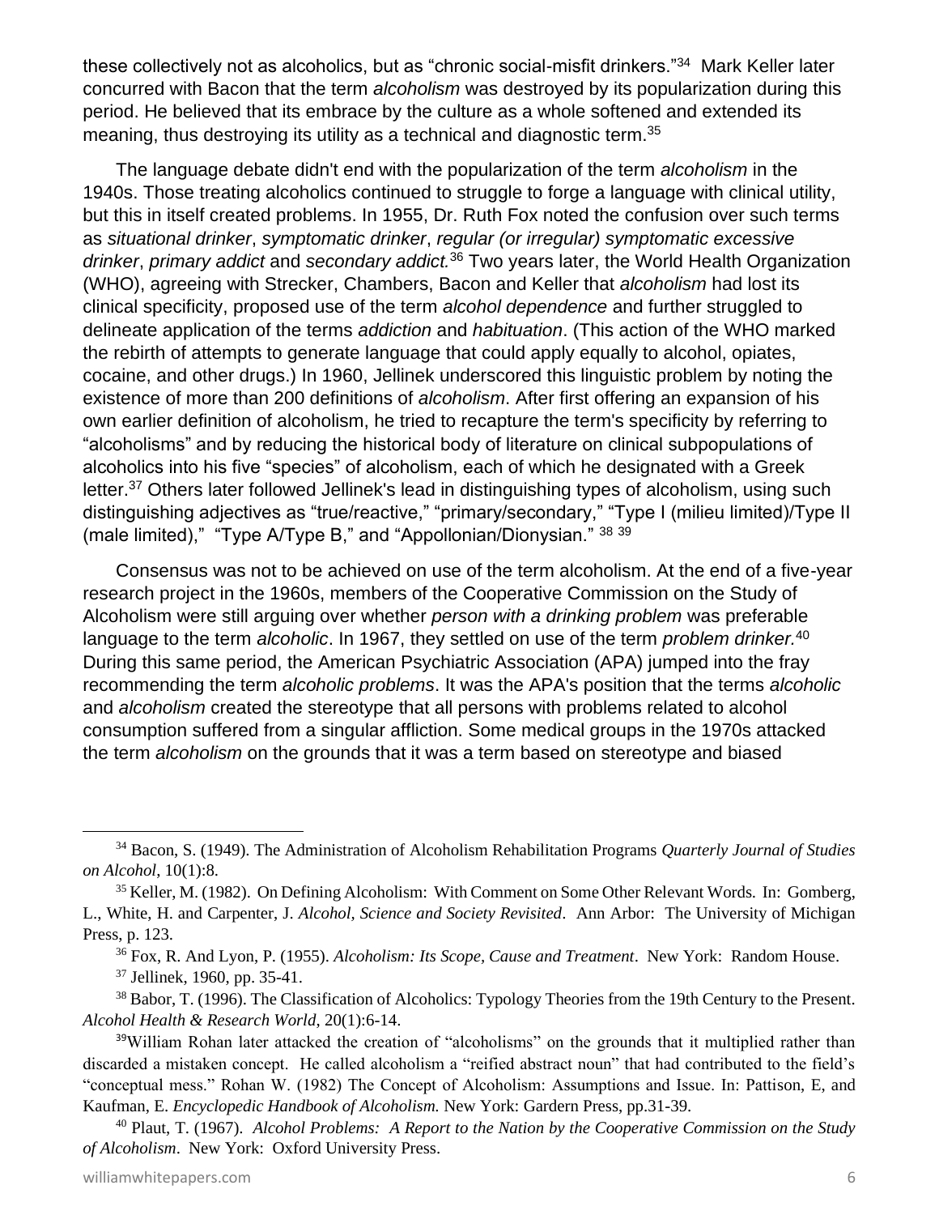these collectively not as alcoholics, but as "chronic social-misfit drinkers."[34] Mark Keller later concurred with Bacon that the term *alcoholism* was destroyed by its popularization during this period. He believed that its embrace by the culture as a whole softened and extended its meaning, thus destroying its utility as a technical and diagnostic term.[35]

The language debate didn't end with the popularization of the term *alcoholism* in the 1940s. Those treating alcoholics continued to struggle to forge a language with clinical utility, but this in itself created problems. In 1955, Dr. Ruth Fox noted the confusion over such terms as *situational drinker*, *symptomatic drinker*, *regular (or irregular) symptomatic excessive drinker*, *primary addict* and *secondary addict.*[36] Two years later, the World Health Organization (WHO), agreeing with Strecker, Chambers, Bacon and Keller that *alcoholism* had lost its clinical specificity, proposed use of the term *alcohol dependence* and further struggled to delineate application of the terms *addiction* and *habituation*. (This action of the WHO marked the rebirth of attempts to generate language that could apply equally to alcohol, opiates, cocaine, and other drugs.) In 1960, Jellinek underscored this linguistic problem by noting the existence of more than 200 definitions of *alcoholism*. After first offering an expansion of his own earlier definition of alcoholism, he tried to recapture the term's specificity by referring to "alcoholisms" and by reducing the historical body of literature on clinical subpopulations of alcoholics into his five "species" of alcoholism, each of which he designated with a Greek letter.[37] Others later followed Jellinek's lead in distinguishing types of alcoholism, using such distinguishing adjectives as "true/reactive," "primary/secondary," "Type I (milieu limited)/Type II (male limited)," "Type A/Type B," and "Appollonian/Dionysian." [38] [39]

Consensus was not to be achieved on use of the term alcoholism. At the end of a five-year research project in the 1960s, members of the Cooperative Commission on the Study of Alcoholism were still arguing over whether *person with a drinking problem* was preferable language to the term *alcoholic*. In 1967, they settled on use of the term *problem drinker.*[40] During this same period, the American Psychiatric Association (APA) jumped into the fray recommending the term *alcoholic problems*. It was the APA's position that the terms *alcoholic* and *alcoholism* created the stereotype that all persons with problems related to alcohol consumption suffered from a singular affliction. Some medical groups in the 1970s attacked the term *alcoholism* on the grounds that it was a term based on stereotype and biased

---

[34] Bacon, S. (1949). The Administration of Alcoholism Rehabilitation Programs *Quarterly Journal of Studies on Alcohol*, 10(1):8.

[35] Keller, M. (1982). On Defining Alcoholism: With Comment on Some Other Relevant Words. In: Gomberg, L., White, H. and Carpenter, J. *Alcohol, Science and Society Revisited*. Ann Arbor: The University of Michigan Press, p. 123.

[36] Fox, R. And Lyon, P. (1955). *Alcoholism: Its Scope, Cause and Treatment*. New York: Random House.

[37] Jellinek, 1960, pp. 35-41.

[38] Babor, T. (1996). The Classification of Alcoholics: Typology Theories from the 19th Century to the Present. *Alcohol Health & Research World*, 20(1):6-14.

[39] William Rohan later attacked the creation of "alcoholisms" on the grounds that it multiplied rather than discarded a mistaken concept. He called alcoholism a "reified abstract noun" that had contributed to the field's "conceptual mess." Rohan W. (1982) The Concept of Alcoholism: Assumptions and Issue. In: Pattison, E, and Kaufman, E. *Encyclopedic Handbook of Alcoholism.* New York: Gardern Press, pp.31-39.

[40] Plaut, T. (1967). *Alcohol Problems: A Report to the Nation by the Cooperative Commission on the Study of Alcoholism*. New York: Oxford University Press.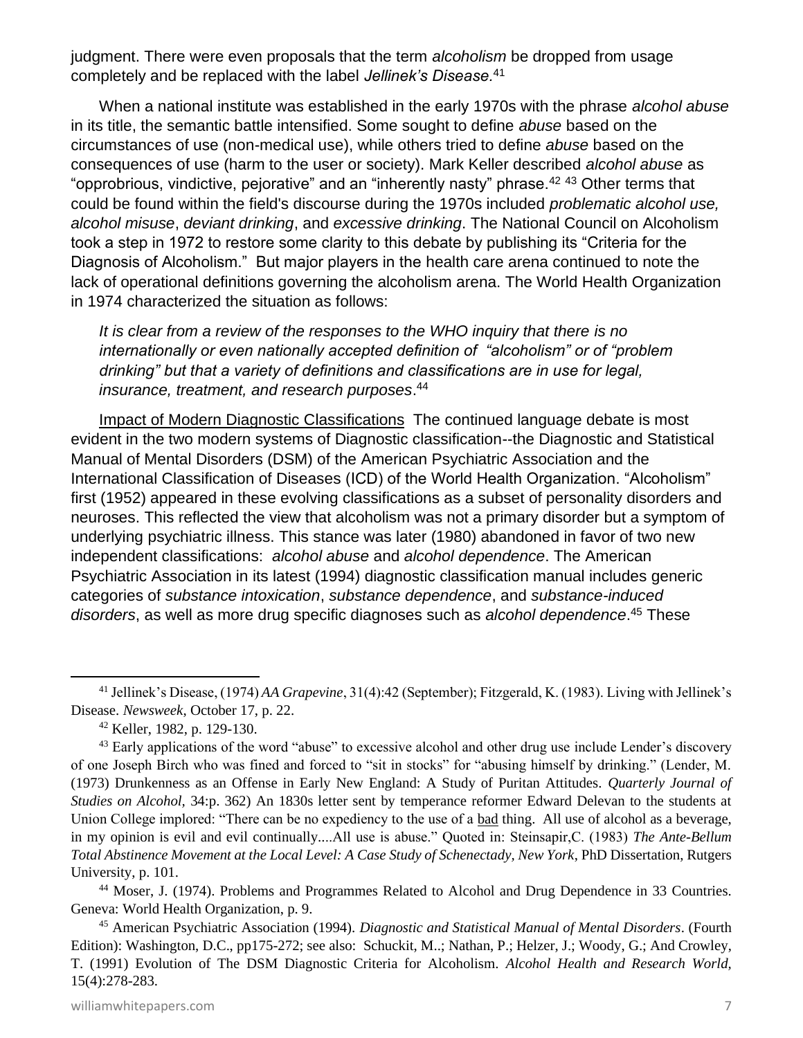judgment. There were even proposals that the term *alcoholism* be dropped from usage completely and be replaced with the label *Jellinek's Disease*.[41]

When a national institute was established in the early 1970s with the phrase *alcohol abuse* in its title, the semantic battle intensified. Some sought to define *abuse* based on the circumstances of use (non-medical use), while others tried to define *abuse* based on the consequences of use (harm to the user or society). Mark Keller described *alcohol abuse* as "opprobrious, vindictive, pejorative" and an "inherently nasty" phrase.[42] [43] Other terms that could be found within the field's discourse during the 1970s included *problematic alcohol use, alcohol misuse*, *deviant drinking*, and *excessive drinking*. The National Council on Alcoholism took a step in 1972 to restore some clarity to this debate by publishing its "Criteria for the Diagnosis of Alcoholism." But major players in the health care arena continued to note the lack of operational definitions governing the alcoholism arena. The World Health Organization in 1974 characterized the situation as follows:

> *It is clear from a review of the responses to the WHO inquiry that there is no internationally or even nationally accepted definition of "alcoholism" or of "problem drinking" but that a variety of definitions and classifications are in use for legal, insurance, treatment, and research purposes*.[44]

Impact of Modern Diagnostic Classifications The continued language debate is most evident in the two modern systems of Diagnostic classification--the Diagnostic and Statistical Manual of Mental Disorders (DSM) of the American Psychiatric Association and the International Classification of Diseases (ICD) of the World Health Organization. "Alcoholism" first (1952) appeared in these evolving classifications as a subset of personality disorders and neuroses. This reflected the view that alcoholism was not a primary disorder but a symptom of underlying psychiatric illness. This stance was later (1980) abandoned in favor of two new independent classifications: *alcohol abuse* and *alcohol dependence*. The American Psychiatric Association in its latest (1994) diagnostic classification manual includes generic categories of *substance intoxication*, *substance dependence*, and *substance-induced disorders*, as well as more drug specific diagnoses such as *alcohol dependence*.[45] These

---

[41] Jellinek's Disease, (1974) *AA Grapevine*, 31(4):42 (September); Fitzgerald, K. (1983). Living with Jellinek's Disease. *Newsweek*, October 17, p. 22.

[42] Keller, 1982, p. 129-130.

[43] Early applications of the word "abuse" to excessive alcohol and other drug use include Lender's discovery of one Joseph Birch who was fined and forced to "sit in stocks" for "abusing himself by drinking." (Lender, M. (1973) Drunkenness as an Offense in Early New England: A Study of Puritan Attitudes. *Quarterly Journal of Studies on Alcohol*, 34:p. 362) An 1830s letter sent by temperance reformer Edward Delevan to the students at Union College implored: "There can be no expediency to the use of a bad thing. All use of alcohol as a beverage, in my opinion is evil and evil continually....All use is abuse." Quoted in: Steinsapir,C. (1983) *The Ante-Bellum Total Abstinence Movement at the Local Level: A Case Study of Schenectady, New York*, PhD Dissertation, Rutgers University, p. 101.

[44] Moser, J. (1974). Problems and Programmes Related to Alcohol and Drug Dependence in 33 Countries. Geneva: World Health Organization, p. 9.

[45] American Psychiatric Association (1994). *Diagnostic and Statistical Manual of Mental Disorders*. (Fourth Edition): Washington, D.C., pp175-272; see also: Schuckit, M..; Nathan, P.; Helzer, J.; Woody, G.; And Crowley, T. (1991) Evolution of The DSM Diagnostic Criteria for Alcoholism. *Alcohol Health and Research World*, 15(4):278-283.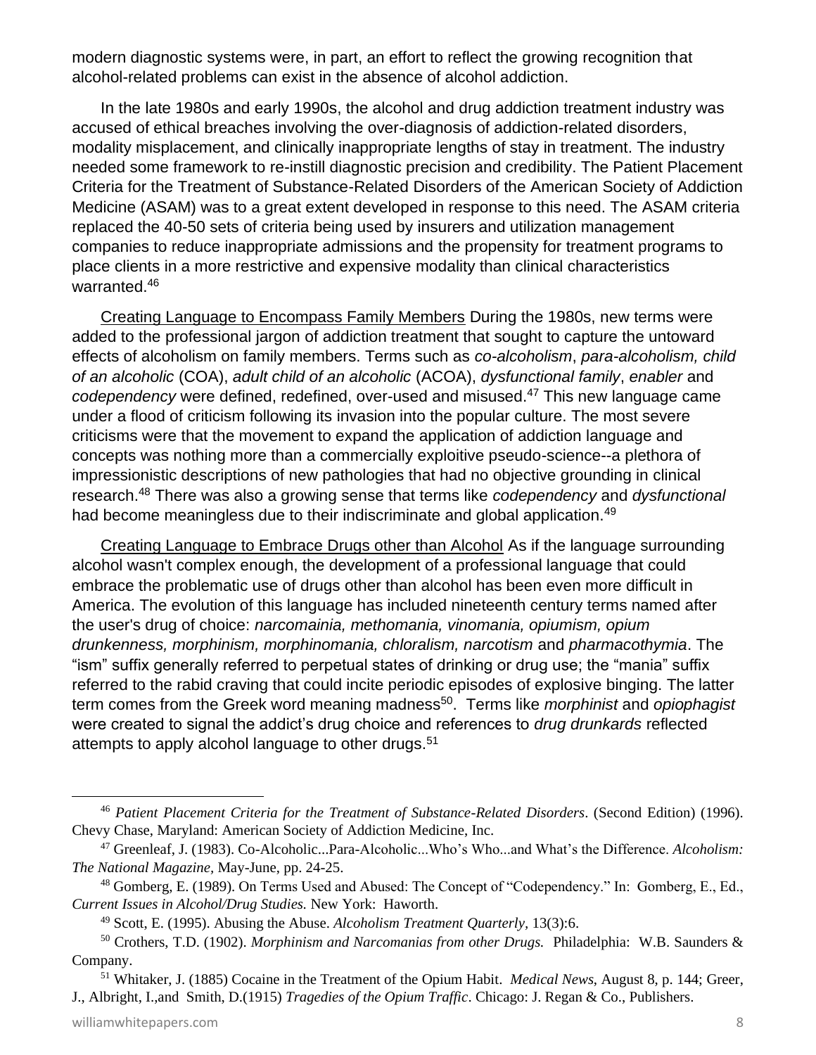modern diagnostic systems were, in part, an effort to reflect the growing recognition that alcohol-related problems can exist in the absence of alcohol addiction.

In the late 1980s and early 1990s, the alcohol and drug addiction treatment industry was accused of ethical breaches involving the over-diagnosis of addiction-related disorders, modality misplacement, and clinically inappropriate lengths of stay in treatment. The industry needed some framework to re-instill diagnostic precision and credibility. The Patient Placement Criteria for the Treatment of Substance-Related Disorders of the American Society of Addiction Medicine (ASAM) was to a great extent developed in response to this need. The ASAM criteria replaced the 40-50 sets of criteria being used by insurers and utilization management companies to reduce inappropriate admissions and the propensity for treatment programs to place clients in a more restrictive and expensive modality than clinical characteristics warranted.[46]

<u>Creating Language to Encompass Family Members</u> During the 1980s, new terms were added to the professional jargon of addiction treatment that sought to capture the untoward effects of alcoholism on family members. Terms such as *co-alcoholism*, *para-alcoholism, child of an alcoholic* (COA), *adult child of an alcoholic* (ACOA), *dysfunctional family*, *enabler* and *codependency* were defined, redefined, over-used and misused.[47] This new language came under a flood of criticism following its invasion into the popular culture. The most severe criticisms were that the movement to expand the application of addiction language and concepts was nothing more than a commercially exploitive pseudo-science--a plethora of impressionistic descriptions of new pathologies that had no objective grounding in clinical research.[48] There was also a growing sense that terms like *codependency* and *dysfunctional* had become meaningless due to their indiscriminate and global application.[49]

<u>Creating Language to Embrace Drugs other than Alcohol</u> As if the language surrounding alcohol wasn't complex enough, the development of a professional language that could embrace the problematic use of drugs other than alcohol has been even more difficult in America. The evolution of this language has included nineteenth century terms named after the user's drug of choice: *narcomainia, methomania, vinomania, opiumism, opium drunkenness, morphinism, morphinomania, chloralism, narcotism* and *pharmacothymia*. The "ism" suffix generally referred to perpetual states of drinking or drug use; the "mania" suffix referred to the rabid craving that could incite periodic episodes of explosive binging. The latter term comes from the Greek word meaning madness[50]. Terms like *morphinist* and *opiophagist* were created to signal the addict's drug choice and references to *drug drunkards* reflected attempts to apply alcohol language to other drugs.[51]

---

[46] *Patient Placement Criteria for the Treatment of Substance-Related Disorders*. (Second Edition) (1996). Chevy Chase, Maryland: American Society of Addiction Medicine, Inc.

[47] Greenleaf, J. (1983). Co-Alcoholic...Para-Alcoholic...Who's Who...and What's the Difference. *Alcoholism: The National Magazine,* May-June, pp. 24-25.

[48] Gomberg, E. (1989). On Terms Used and Abused: The Concept of "Codependency." In: Gomberg, E., Ed., *Current Issues in Alcohol/Drug Studies.* New York: Haworth.

[49] Scott, E. (1995). Abusing the Abuse. *Alcoholism Treatment Quarterly,* 13(3):6.

[50] Crothers, T.D. (1902). *Morphinism and Narcomanias from other Drugs.* Philadelphia: W.B. Saunders & Company.

[51] Whitaker, J. (1885) Cocaine in the Treatment of the Opium Habit. *Medical News*, August 8, p. 144; Greer, J., Albright, I.,and Smith, D.(1915) *Tragedies of the Opium Traffic*. Chicago: J. Regan & Co., Publishers.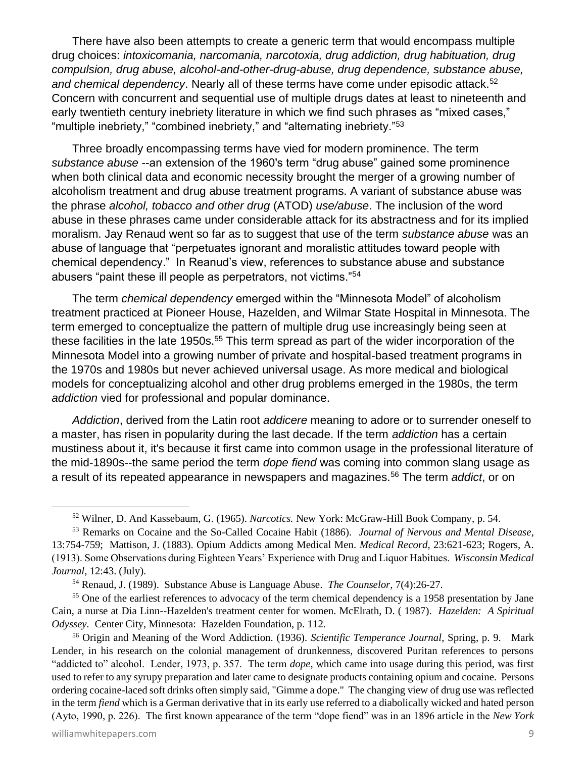There have also been attempts to create a generic term that would encompass multiple drug choices: *intoxicomania, narcomania, narcotoxia, drug addiction, drug habituation, drug compulsion, drug abuse, alcohol-and-other-drug-abuse, drug dependence, substance abuse, and chemical dependency*. Nearly all of these terms have come under episodic attack.[52] Concern with concurrent and sequential use of multiple drugs dates at least to nineteenth and early twentieth century inebriety literature in which we find such phrases as "mixed cases," "multiple inebriety," "combined inebriety," and "alternating inebriety."[53]

Three broadly encompassing terms have vied for modern prominence. The term *substance abuse* --an extension of the 1960's term "drug abuse" gained some prominence when both clinical data and economic necessity brought the merger of a growing number of alcoholism treatment and drug abuse treatment programs. A variant of substance abuse was the phrase *alcohol, tobacco and other drug* (ATOD) *use/abuse*. The inclusion of the word abuse in these phrases came under considerable attack for its abstractness and for its implied moralism. Jay Renaud went so far as to suggest that use of the term *substance abuse* was an abuse of language that "perpetuates ignorant and moralistic attitudes toward people with chemical dependency." In Reanud's view, references to substance abuse and substance abusers "paint these ill people as perpetrators, not victims."[54]

The term *chemical dependency* emerged within the "Minnesota Model" of alcoholism treatment practiced at Pioneer House, Hazelden, and Wilmar State Hospital in Minnesota. The term emerged to conceptualize the pattern of multiple drug use increasingly being seen at these facilities in the late 1950s.[55] This term spread as part of the wider incorporation of the Minnesota Model into a growing number of private and hospital-based treatment programs in the 1970s and 1980s but never achieved universal usage. As more medical and biological models for conceptualizing alcohol and other drug problems emerged in the 1980s, the term *addiction* vied for professional and popular dominance.

*Addiction*, derived from the Latin root *addicere* meaning to adore or to surrender oneself to a master, has risen in popularity during the last decade. If the term *addiction* has a certain mustiness about it, it's because it first came into common usage in the professional literature of the mid-1890s--the same period the term *dope fiend* was coming into common slang usage as a result of its repeated appearance in newspapers and magazines.[56] The term *addict*, or on

---

[52] Wilner, D. And Kassebaum, G. (1965). *Narcotics.* New York: McGraw-Hill Book Company, p. 54.

[53] Remarks on Cocaine and the So-Called Cocaine Habit (1886). *Journal of Nervous and Mental Disease*, 13:754-759; Mattison, J. (1883). Opium Addicts among Medical Men. *Medical Record*, 23:621-623; Rogers, A. (1913). Some Observations during Eighteen Years' Experience with Drug and Liquor Habitues. *Wisconsin Medical Journal*, 12:43. (July).

[54] Renaud, J. (1989). Substance Abuse is Language Abuse. *The Counselor,* 7(4):26-27.

[55] One of the earliest references to advocacy of the term chemical dependency is a 1958 presentation by Jane Cain, a nurse at Dia Linn--Hazelden's treatment center for women. McElrath, D. ( 1987). *Hazelden: A Spiritual Odyssey*. Center City, Minnesota: Hazelden Foundation, p. 112.

[56] Origin and Meaning of the Word Addiction. (1936). *Scientific Temperance Journal*, Spring, p. 9. Mark Lender, in his research on the colonial management of drunkenness, discovered Puritan references to persons "addicted to" alcohol. Lender, 1973, p. 357. The term *dope*, which came into usage during this period, was first used to refer to any syrupy preparation and later came to designate products containing opium and cocaine. Persons ordering cocaine-laced soft drinks often simply said, "Gimme a dope." The changing view of drug use was reflected in the term *fiend* which is a German derivative that in its early use referred to a diabolically wicked and hated person (Ayto, 1990, p. 226). The first known appearance of the term "dope fiend" was in an 1896 article in the *New York*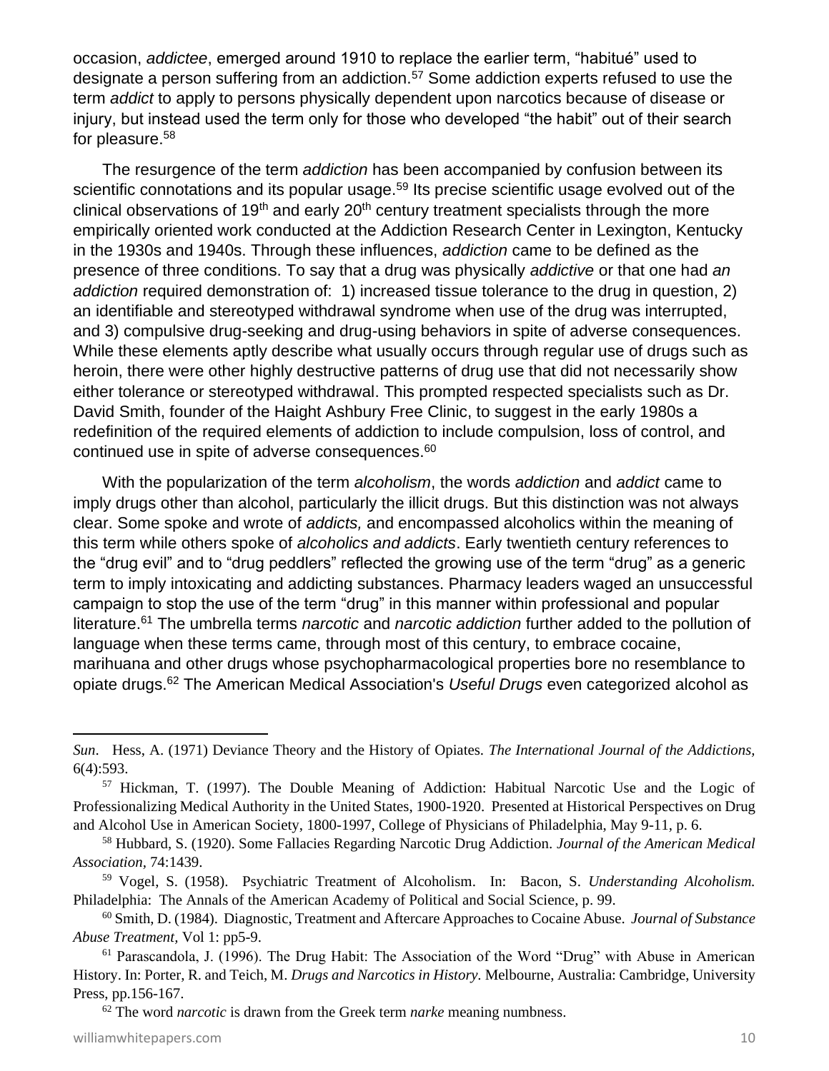occasion, *addictee*, emerged around 1910 to replace the earlier term, "habitué" used to designate a person suffering from an addiction.[57] Some addiction experts refused to use the term *addict* to apply to persons physically dependent upon narcotics because of disease or injury, but instead used the term only for those who developed "the habit" out of their search for pleasure.[58]

The resurgence of the term *addiction* has been accompanied by confusion between its scientific connotations and its popular usage.[59] Its precise scientific usage evolved out of the clinical observations of 19th and early 20th century treatment specialists through the more empirically oriented work conducted at the Addiction Research Center in Lexington, Kentucky in the 1930s and 1940s. Through these influences, *addiction* came to be defined as the presence of three conditions. To say that a drug was physically *addictive* or that one had *an addiction* required demonstration of: 1) increased tissue tolerance to the drug in question, 2) an identifiable and stereotyped withdrawal syndrome when use of the drug was interrupted, and 3) compulsive drug-seeking and drug-using behaviors in spite of adverse consequences. While these elements aptly describe what usually occurs through regular use of drugs such as heroin, there were other highly destructive patterns of drug use that did not necessarily show either tolerance or stereotyped withdrawal. This prompted respected specialists such as Dr. David Smith, founder of the Haight Ashbury Free Clinic, to suggest in the early 1980s a redefinition of the required elements of addiction to include compulsion, loss of control, and continued use in spite of adverse consequences.[60]

With the popularization of the term *alcoholism*, the words *addiction* and *addict* came to imply drugs other than alcohol, particularly the illicit drugs. But this distinction was not always clear. Some spoke and wrote of *addicts,* and encompassed alcoholics within the meaning of this term while others spoke of *alcoholics and addicts*. Early twentieth century references to the "drug evil" and to "drug peddlers" reflected the growing use of the term "drug" as a generic term to imply intoxicating and addicting substances. Pharmacy leaders waged an unsuccessful campaign to stop the use of the term "drug" in this manner within professional and popular literature.[61] The umbrella terms *narcotic* and *narcotic addiction* further added to the pollution of language when these terms came, through most of this century, to embrace cocaine, marihuana and other drugs whose psychopharmacological properties bore no resemblance to opiate drugs.[62] The American Medical Association's *Useful Drugs* even categorized alcohol as

---

*Sun*. Hess, A. (1971) Deviance Theory and the History of Opiates. *The International Journal of the Addictions,* 6(4):593.

[57] Hickman, T. (1997). The Double Meaning of Addiction: Habitual Narcotic Use and the Logic of Professionalizing Medical Authority in the United States, 1900-1920. Presented at Historical Perspectives on Drug and Alcohol Use in American Society, 1800-1997, College of Physicians of Philadelphia, May 9-11, p. 6.

[58] Hubbard, S. (1920). Some Fallacies Regarding Narcotic Drug Addiction. *Journal of the American Medical Association*, 74:1439.

[59] Vogel, S. (1958). Psychiatric Treatment of Alcoholism. In: Bacon, S. *Understanding Alcoholism.* Philadelphia: The Annals of the American Academy of Political and Social Science, p. 99.

[60] Smith, D. (1984). Diagnostic, Treatment and Aftercare Approaches to Cocaine Abuse. *Journal of Substance Abuse Treatment,* Vol 1: pp5-9.

[61] Parascandola, J. (1996). The Drug Habit: The Association of the Word "Drug" with Abuse in American History. In: Porter, R. and Teich, M. *Drugs and Narcotics in History.* Melbourne, Australia: Cambridge, University Press, pp.156-167.

[62] The word *narcotic* is drawn from the Greek term *narke* meaning numbness.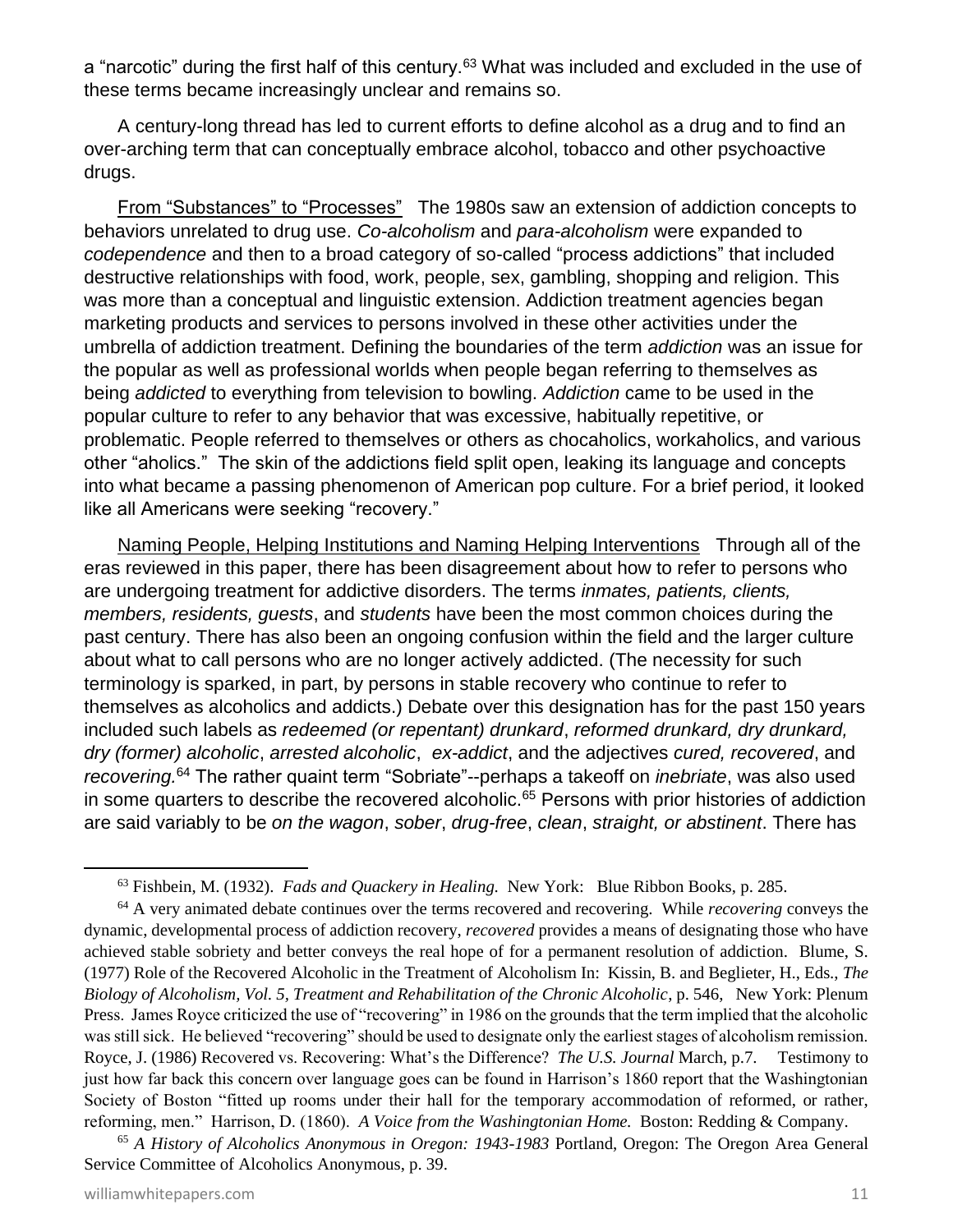a "narcotic" during the first half of this century.[63] What was included and excluded in the use of these terms became increasingly unclear and remains so.

A century-long thread has led to current efforts to define alcohol as a drug and to find an over-arching term that can conceptually embrace alcohol, tobacco and other psychoactive drugs.

From "Substances" to "Processes" The 1980s saw an extension of addiction concepts to behaviors unrelated to drug use. *Co-alcoholism* and *para-alcoholism* were expanded to *codependence* and then to a broad category of so-called "process addictions" that included destructive relationships with food, work, people, sex, gambling, shopping and religion. This was more than a conceptual and linguistic extension. Addiction treatment agencies began marketing products and services to persons involved in these other activities under the umbrella of addiction treatment. Defining the boundaries of the term *addiction* was an issue for the popular as well as professional worlds when people began referring to themselves as being *addicted* to everything from television to bowling. *Addiction* came to be used in the popular culture to refer to any behavior that was excessive, habitually repetitive, or problematic. People referred to themselves or others as chocaholics, workaholics, and various other "aholics." The skin of the addictions field split open, leaking its language and concepts into what became a passing phenomenon of American pop culture. For a brief period, it looked like all Americans were seeking "recovery."

Naming People, Helping Institutions and Naming Helping Interventions Through all of the eras reviewed in this paper, there has been disagreement about how to refer to persons who are undergoing treatment for addictive disorders. The terms *inmates, patients, clients, members, residents, guests*, and *students* have been the most common choices during the past century. There has also been an ongoing confusion within the field and the larger culture about what to call persons who are no longer actively addicted. (The necessity for such terminology is sparked, in part, by persons in stable recovery who continue to refer to themselves as alcoholics and addicts.) Debate over this designation has for the past 150 years included such labels as *redeemed (or repentant) drunkard*, *reformed drunkard, dry drunkard, dry (former) alcoholic*, *arrested alcoholic*, *ex-addict*, and the adjectives *cured, recovered*, and *recovering.*[64] The rather quaint term "Sobriate"--perhaps a takeoff on *inebriate*, was also used in some quarters to describe the recovered alcoholic.[65] Persons with prior histories of addiction are said variably to be *on the wagon*, *sober*, *drug-free*, *clean*, *straight, or abstinent*. There has

---

[63] Fishbein, M. (1932). *Fads and Quackery in Healing.* New York: Blue Ribbon Books, p. 285.

[64] A very animated debate continues over the terms recovered and recovering. While *recovering* conveys the dynamic, developmental process of addiction recovery, *recovered* provides a means of designating those who have achieved stable sobriety and better conveys the real hope of for a permanent resolution of addiction. Blume, S. (1977) Role of the Recovered Alcoholic in the Treatment of Alcoholism In: Kissin, B. and Beglieter, H., Eds., *The Biology of Alcoholism, Vol. 5, Treatment and Rehabilitation of the Chronic Alcoholic*, p. 546, New York: Plenum Press. James Royce criticized the use of "recovering" in 1986 on the grounds that the term implied that the alcoholic was still sick. He believed "recovering" should be used to designate only the earliest stages of alcoholism remission. Royce, J. (1986) Recovered vs. Recovering: What's the Difference? *The U.S. Journal* March, p.7. Testimony to just how far back this concern over language goes can be found in Harrison's 1860 report that the Washingtonian Society of Boston "fitted up rooms under their hall for the temporary accommodation of reformed, or rather, reforming, men." Harrison, D. (1860). *A Voice from the Washingtonian Home.* Boston: Redding & Company.

[65] *A History of Alcoholics Anonymous in Oregon: 1943-1983* Portland, Oregon: The Oregon Area General Service Committee of Alcoholics Anonymous, p. 39.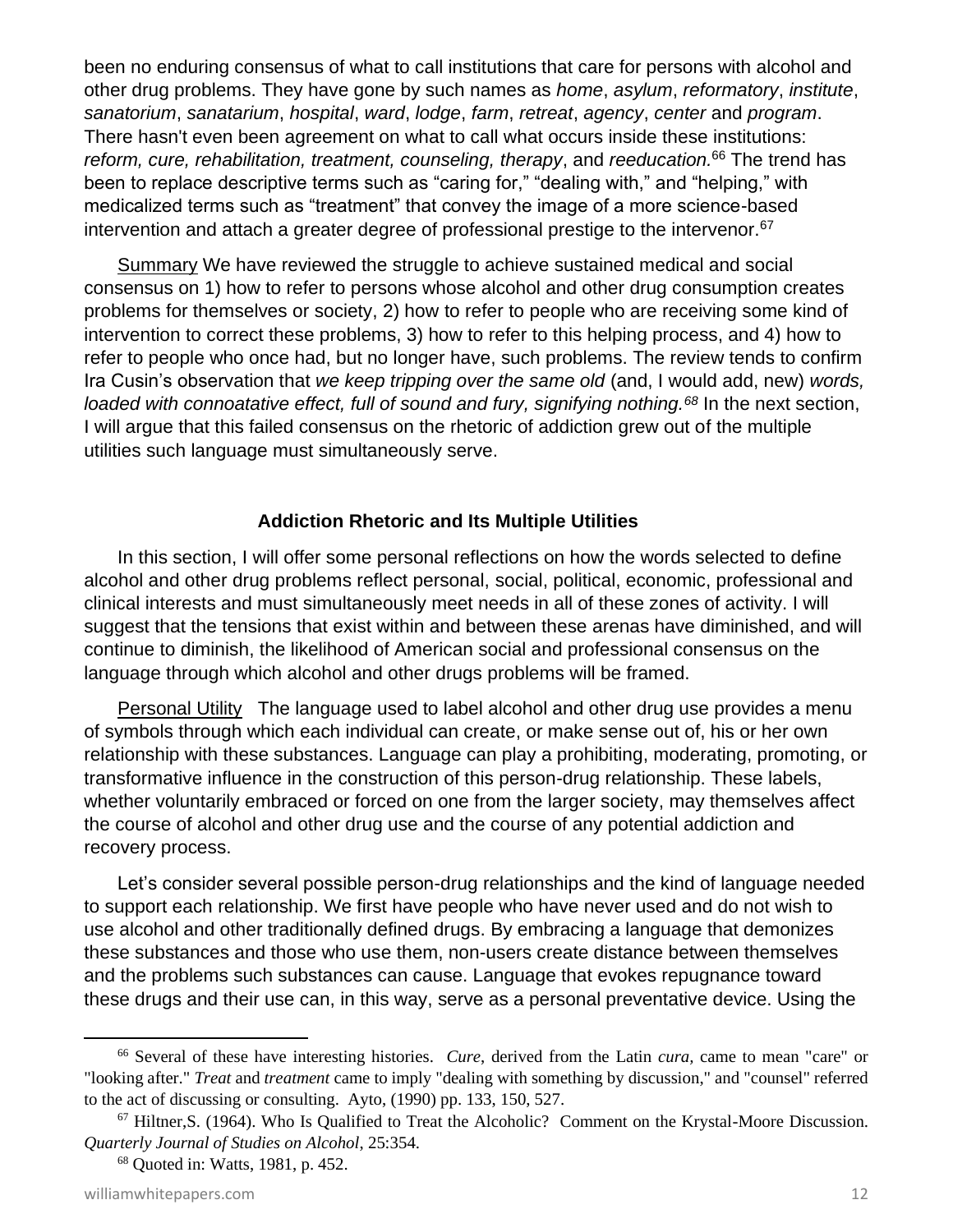been no enduring consensus of what to call institutions that care for persons with alcohol and other drug problems. They have gone by such names as *home*, *asylum*, *reformatory*, *institute*, *sanatorium*, *sanatarium*, *hospital*, *ward*, *lodge*, *farm*, *retreat*, *agency*, *center* and *program*. There hasn't even been agreement on what to call what occurs inside these institutions: *reform, cure, rehabilitation, treatment, counseling, therapy*, and *reeducation.*[66] The trend has been to replace descriptive terms such as "caring for," "dealing with," and "helping," with medicalized terms such as "treatment" that convey the image of a more science-based intervention and attach a greater degree of professional prestige to the intervenor.[67]

Summary We have reviewed the struggle to achieve sustained medical and social consensus on 1) how to refer to persons whose alcohol and other drug consumption creates problems for themselves or society, 2) how to refer to people who are receiving some kind of intervention to correct these problems, 3) how to refer to this helping process, and 4) how to refer to people who once had, but no longer have, such problems. The review tends to confirm Ira Cusin's observation that *we keep tripping over the same old* (and, I would add, new) *words, loaded with connoatative effect, full of sound and fury, signifying nothing.*[68] In the next section, I will argue that this failed consensus on the rhetoric of addiction grew out of the multiple utilities such language must simultaneously serve.

## Addiction Rhetoric and Its Multiple Utilities

In this section, I will offer some personal reflections on how the words selected to define alcohol and other drug problems reflect personal, social, political, economic, professional and clinical interests and must simultaneously meet needs in all of these zones of activity. I will suggest that the tensions that exist within and between these arenas have diminished, and will continue to diminish, the likelihood of American social and professional consensus on the language through which alcohol and other drugs problems will be framed.

Personal Utility The language used to label alcohol and other drug use provides a menu of symbols through which each individual can create, or make sense out of, his or her own relationship with these substances. Language can play a prohibiting, moderating, promoting, or transformative influence in the construction of this person-drug relationship. These labels, whether voluntarily embraced or forced on one from the larger society, may themselves affect the course of alcohol and other drug use and the course of any potential addiction and recovery process.

Let's consider several possible person-drug relationships and the kind of language needed to support each relationship. We first have people who have never used and do not wish to use alcohol and other traditionally defined drugs. By embracing a language that demonizes these substances and those who use them, non-users create distance between themselves and the problems such substances can cause. Language that evokes repugnance toward these drugs and their use can, in this way, serve as a personal preventative device. Using the

---

[66] Several of these have interesting histories. *Cure*, derived from the Latin *cura*, came to mean "care" or "looking after." *Treat* and *treatment* came to imply "dealing with something by discussion," and "counsel" referred to the act of discussing or consulting. Ayto, (1990) pp. 133, 150, 527.

[67] Hiltner,S. (1964). Who Is Qualified to Treat the Alcoholic? Comment on the Krystal-Moore Discussion. *Quarterly Journal of Studies on Alcohol*, 25:354.

[68] Quoted in: Watts, 1981, p. 452.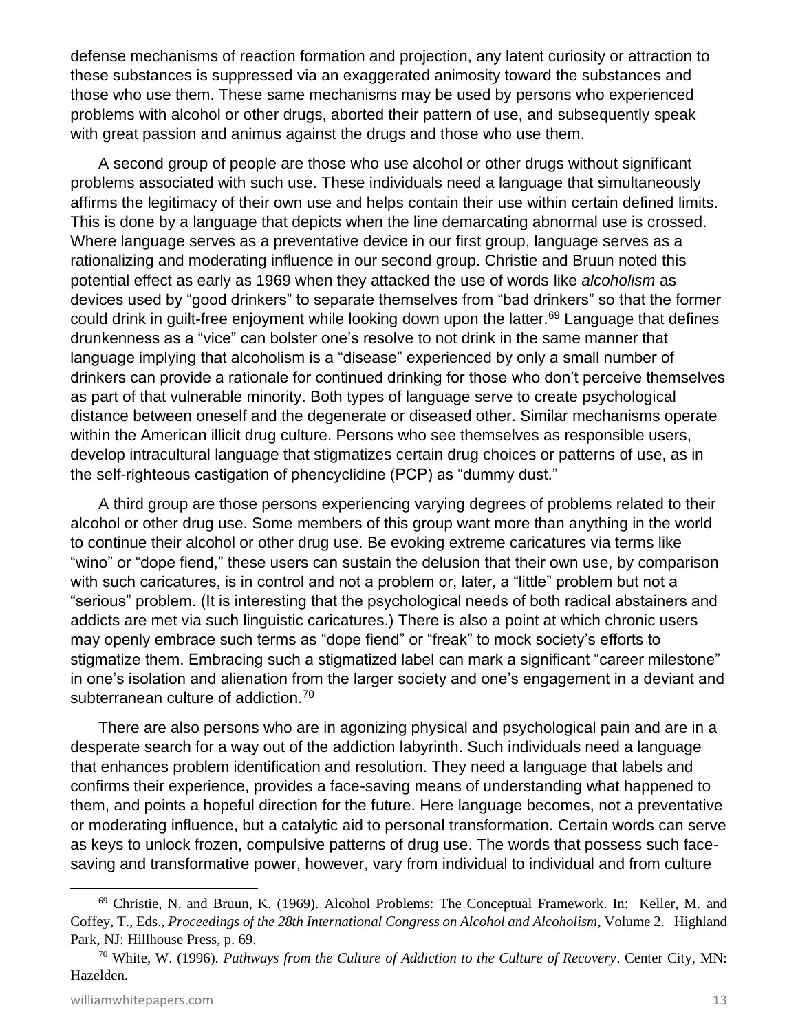defense mechanisms of reaction formation and projection, any latent curiosity or attraction to these substances is suppressed via an exaggerated animosity toward the substances and those who use them. These same mechanisms may be used by persons who experienced problems with alcohol or other drugs, aborted their pattern of use, and subsequently speak with great passion and animus against the drugs and those who use them.

A second group of people are those who use alcohol or other drugs without significant problems associated with such use. These individuals need a language that simultaneously affirms the legitimacy of their own use and helps contain their use within certain defined limits. This is done by a language that depicts when the line demarcating abnormal use is crossed. Where language serves as a preventative device in our first group, language serves as a rationalizing and moderating influence in our second group. Christie and Bruun noted this potential effect as early as 1969 when they attacked the use of words like *alcoholism* as devices used by "good drinkers" to separate themselves from "bad drinkers" so that the former could drink in guilt-free enjoyment while looking down upon the latter.[69] Language that defines drunkenness as a "vice" can bolster one's resolve to not drink in the same manner that language implying that alcoholism is a "disease" experienced by only a small number of drinkers can provide a rationale for continued drinking for those who don't perceive themselves as part of that vulnerable minority. Both types of language serve to create psychological distance between oneself and the degenerate or diseased other. Similar mechanisms operate within the American illicit drug culture. Persons who see themselves as responsible users, develop intracultural language that stigmatizes certain drug choices or patterns of use, as in the self-righteous castigation of phencyclidine (PCP) as "dummy dust."

A third group are those persons experiencing varying degrees of problems related to their alcohol or other drug use. Some members of this group want more than anything in the world to continue their alcohol or other drug use. Be evoking extreme caricatures via terms like "wino" or "dope fiend," these users can sustain the delusion that their own use, by comparison with such caricatures, is in control and not a problem or, later, a "little" problem but not a "serious" problem. (It is interesting that the psychological needs of both radical abstainers and addicts are met via such linguistic caricatures.) There is also a point at which chronic users may openly embrace such terms as "dope fiend" or "freak" to mock society's efforts to stigmatize them. Embracing such a stigmatized label can mark a significant "career milestone" in one's isolation and alienation from the larger society and one's engagement in a deviant and subterranean culture of addiction.[70]

There are also persons who are in agonizing physical and psychological pain and are in a desperate search for a way out of the addiction labyrinth. Such individuals need a language that enhances problem identification and resolution. They need a language that labels and confirms their experience, provides a face-saving means of understanding what happened to them, and points a hopeful direction for the future. Here language becomes, not a preventative or moderating influence, but a catalytic aid to personal transformation. Certain words can serve as keys to unlock frozen, compulsive patterns of drug use. The words that possess such face-saving and transformative power, however, vary from individual to individual and from culture

---

[69] Christie, N. and Bruun, K. (1969). Alcohol Problems: The Conceptual Framework. In: Keller, M. and Coffey, T., Eds., *Proceedings of the 28th International Congress on Alcohol and Alcoholism*, Volume 2. Highland Park, NJ: Hillhouse Press, p. 69.

[70] White, W. (1996). *Pathways from the Culture of Addiction to the Culture of Recovery*. Center City, MN: Hazelden.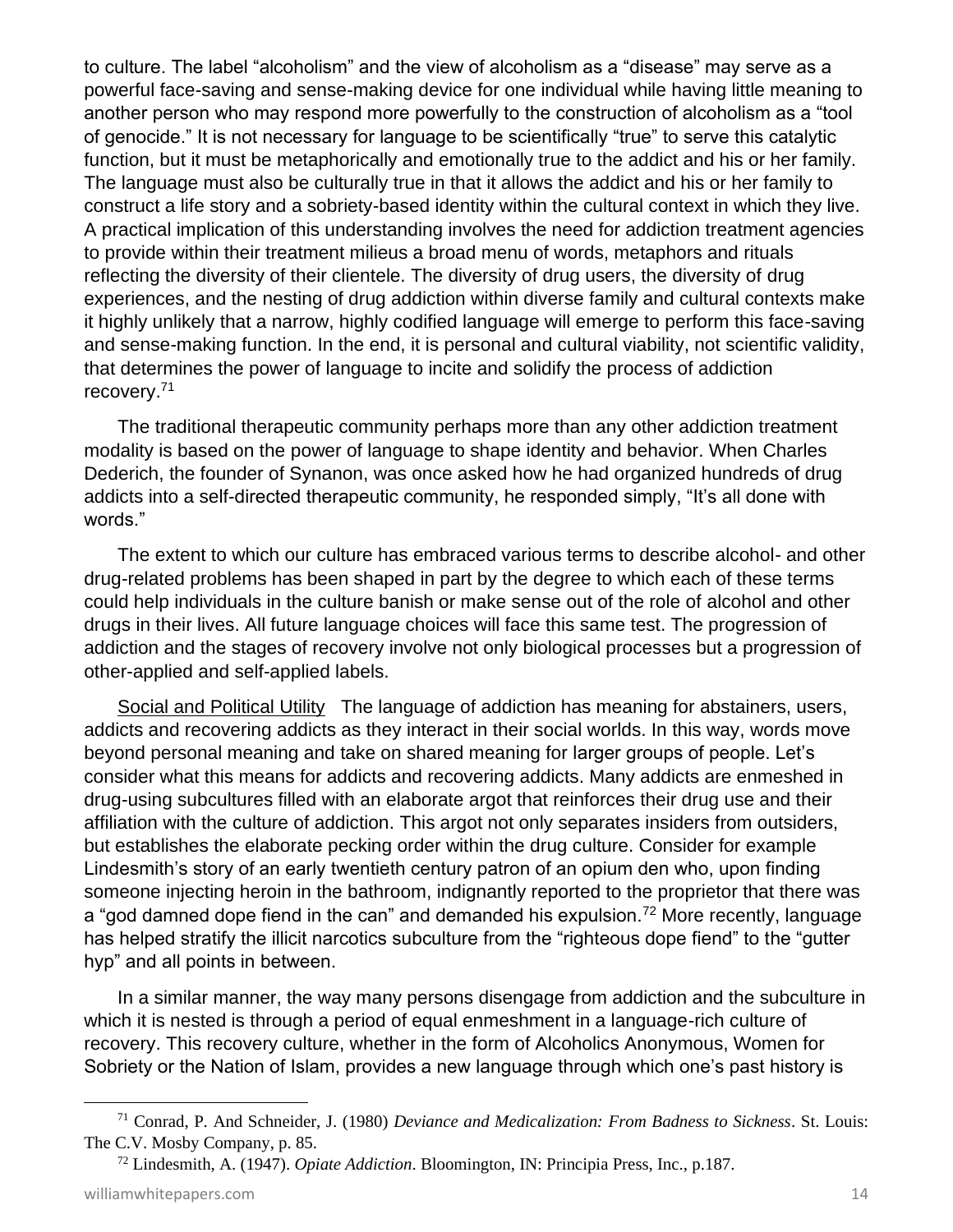to culture. The label “alcoholism” and the view of alcoholism as a “disease” may serve as a powerful face-saving and sense-making device for one individual while having little meaning to another person who may respond more powerfully to the construction of alcoholism as a “tool of genocide.” It is not necessary for language to be scientifically “true” to serve this catalytic function, but it must be metaphorically and emotionally true to the addict and his or her family. The language must also be culturally true in that it allows the addict and his or her family to construct a life story and a sobriety-based identity within the cultural context in which they live. A practical implication of this understanding involves the need for addiction treatment agencies to provide within their treatment milieus a broad menu of words, metaphors and rituals reflecting the diversity of their clientele. The diversity of drug users, the diversity of drug experiences, and the nesting of drug addiction within diverse family and cultural contexts make it highly unlikely that a narrow, highly codified language will emerge to perform this face-saving and sense-making function. In the end, it is personal and cultural viability, not scientific validity, that determines the power of language to incite and solidify the process of addiction recovery.[71]

The traditional therapeutic community perhaps more than any other addiction treatment modality is based on the power of language to shape identity and behavior. When Charles Dederich, the founder of Synanon, was once asked how he had organized hundreds of drug addicts into a self-directed therapeutic community, he responded simply, “It’s all done with words.”

The extent to which our culture has embraced various terms to describe alcohol- and other drug-related problems has been shaped in part by the degree to which each of these terms could help individuals in the culture banish or make sense out of the role of alcohol and other drugs in their lives. All future language choices will face this same test. The progression of addiction and the stages of recovery involve not only biological processes but a progression of other-applied and self-applied labels.

<u>Social and Political Utility</u> The language of addiction has meaning for abstainers, users, addicts and recovering addicts as they interact in their social worlds. In this way, words move beyond personal meaning and take on shared meaning for larger groups of people. Let’s consider what this means for addicts and recovering addicts. Many addicts are enmeshed in drug-using subcultures filled with an elaborate argot that reinforces their drug use and their affiliation with the culture of addiction. This argot not only separates insiders from outsiders, but establishes the elaborate pecking order within the drug culture. Consider for example Lindesmith’s story of an early twentieth century patron of an opium den who, upon finding someone injecting heroin in the bathroom, indignantly reported to the proprietor that there was a “god damned dope fiend in the can” and demanded his expulsion.[72] More recently, language has helped stratify the illicit narcotics subculture from the “righteous dope fiend” to the “gutter hyp” and all points in between.

In a similar manner, the way many persons disengage from addiction and the subculture in which it is nested is through a period of equal enmeshment in a language-rich culture of recovery. This recovery culture, whether in the form of Alcoholics Anonymous, Women for Sobriety or the Nation of Islam, provides a new language through which one’s past history is

[71] Conrad, P. And Schneider, J. (1980) *Deviance and Medicalization: From Badness to Sickness*. St. Louis: The C.V. Mosby Company, p. 85.

[72] Lindesmith, A. (1947). *Opiate Addiction*. Bloomington, IN: Principia Press, Inc., p.187.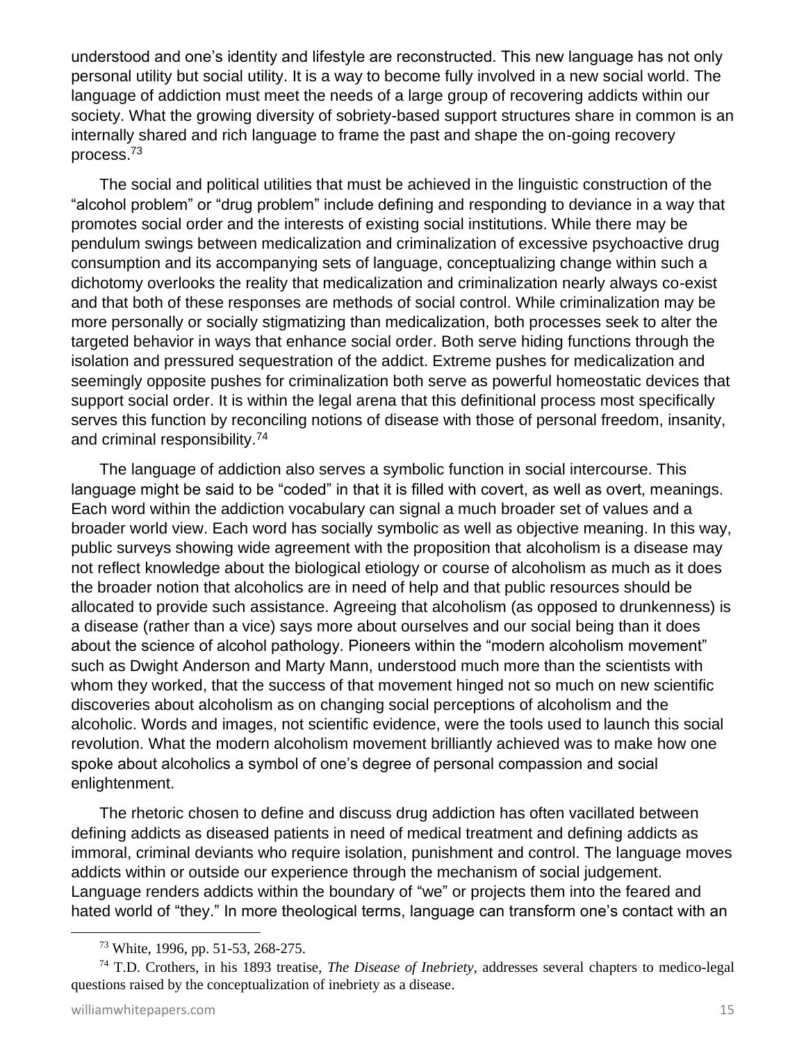understood and one's identity and lifestyle are reconstructed. This new language has not only personal utility but social utility. It is a way to become fully involved in a new social world. The language of addiction must meet the needs of a large group of recovering addicts within our society. What the growing diversity of sobriety-based support structures share in common is an internally shared and rich language to frame the past and shape the on-going recovery process.[73]

The social and political utilities that must be achieved in the linguistic construction of the "alcohol problem" or "drug problem" include defining and responding to deviance in a way that promotes social order and the interests of existing social institutions. While there may be pendulum swings between medicalization and criminalization of excessive psychoactive drug consumption and its accompanying sets of language, conceptualizing change within such a dichotomy overlooks the reality that medicalization and criminalization nearly always co-exist and that both of these responses are methods of social control. While criminalization may be more personally or socially stigmatizing than medicalization, both processes seek to alter the targeted behavior in ways that enhance social order. Both serve hiding functions through the isolation and pressured sequestration of the addict. Extreme pushes for medicalization and seemingly opposite pushes for criminalization both serve as powerful homeostatic devices that support social order. It is within the legal arena that this definitional process most specifically serves this function by reconciling notions of disease with those of personal freedom, insanity, and criminal responsibility.[74]

The language of addiction also serves a symbolic function in social intercourse. This language might be said to be "coded" in that it is filled with covert, as well as overt, meanings. Each word within the addiction vocabulary can signal a much broader set of values and a broader world view. Each word has socially symbolic as well as objective meaning. In this way, public surveys showing wide agreement with the proposition that alcoholism is a disease may not reflect knowledge about the biological etiology or course of alcoholism as much as it does the broader notion that alcoholics are in need of help and that public resources should be allocated to provide such assistance. Agreeing that alcoholism (as opposed to drunkenness) is a disease (rather than a vice) says more about ourselves and our social being than it does about the science of alcohol pathology. Pioneers within the "modern alcoholism movement" such as Dwight Anderson and Marty Mann, understood much more than the scientists with whom they worked, that the success of that movement hinged not so much on new scientific discoveries about alcoholism as on changing social perceptions of alcoholism and the alcoholic. Words and images, not scientific evidence, were the tools used to launch this social revolution. What the modern alcoholism movement brilliantly achieved was to make how one spoke about alcoholics a symbol of one's degree of personal compassion and social enlightenment.

The rhetoric chosen to define and discuss drug addiction has often vacillated between defining addicts as diseased patients in need of medical treatment and defining addicts as immoral, criminal deviants who require isolation, punishment and control. The language moves addicts within or outside our experience through the mechanism of social judgement. Language renders addicts within the boundary of "we" or projects them into the feared and hated world of "they." In more theological terms, language can transform one's contact with an

[73] White, 1996, pp. 51-53, 268-275.

[74] T.D. Crothers, in his 1893 treatise, *The Disease of Inebriety*, addresses several chapters to medico-legal questions raised by the conceptualization of inebriety as a disease.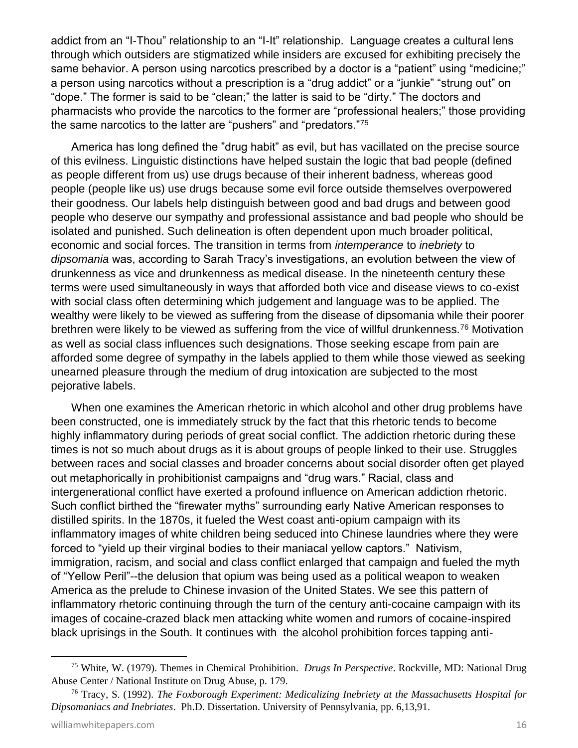addict from an "I-Thou" relationship to an "I-It" relationship. Language creates a cultural lens through which outsiders are stigmatized while insiders are excused for exhibiting precisely the same behavior. A person using narcotics prescribed by a doctor is a "patient" using "medicine;" a person using narcotics without a prescription is a "drug addict" or a "junkie" "strung out" on "dope." The former is said to be "clean;" the latter is said to be "dirty." The doctors and pharmacists who provide the narcotics to the former are "professional healers;" those providing the same narcotics to the latter are "pushers" and "predators."[75]

America has long defined the "drug habit" as evil, but has vacillated on the precise source of this evilness. Linguistic distinctions have helped sustain the logic that bad people (defined as people different from us) use drugs because of their inherent badness, whereas good people (people like us) use drugs because some evil force outside themselves overpowered their goodness. Our labels help distinguish between good and bad drugs and between good people who deserve our sympathy and professional assistance and bad people who should be isolated and punished. Such delineation is often dependent upon much broader political, economic and social forces. The transition in terms from *intemperance* to *inebriety* to *dipsomania* was, according to Sarah Tracy's investigations, an evolution between the view of drunkenness as vice and drunkenness as medical disease. In the nineteenth century these terms were used simultaneously in ways that afforded both vice and disease views to co-exist with social class often determining which judgement and language was to be applied. The wealthy were likely to be viewed as suffering from the disease of dipsomania while their poorer brethren were likely to be viewed as suffering from the vice of willful drunkenness.[76] Motivation as well as social class influences such designations. Those seeking escape from pain are afforded some degree of sympathy in the labels applied to them while those viewed as seeking unearned pleasure through the medium of drug intoxication are subjected to the most pejorative labels.

When one examines the American rhetoric in which alcohol and other drug problems have been constructed, one is immediately struck by the fact that this rhetoric tends to become highly inflammatory during periods of great social conflict. The addiction rhetoric during these times is not so much about drugs as it is about groups of people linked to their use. Struggles between races and social classes and broader concerns about social disorder often get played out metaphorically in prohibitionist campaigns and "drug wars." Racial, class and intergenerational conflict have exerted a profound influence on American addiction rhetoric. Such conflict birthed the "firewater myths" surrounding early Native American responses to distilled spirits. In the 1870s, it fueled the West coast anti-opium campaign with its inflammatory images of white children being seduced into Chinese laundries where they were forced to "yield up their virginal bodies to their maniacal yellow captors." Nativism, immigration, racism, and social and class conflict enlarged that campaign and fueled the myth of "Yellow Peril"--the delusion that opium was being used as a political weapon to weaken America as the prelude to Chinese invasion of the United States. We see this pattern of inflammatory rhetoric continuing through the turn of the century anti-cocaine campaign with its images of cocaine-crazed black men attacking white women and rumors of cocaine-inspired black uprisings in the South. It continues with the alcohol prohibition forces tapping anti-

---

[75] White, W. (1979). Themes in Chemical Prohibition. *Drugs In Perspective*. Rockville, MD: National Drug Abuse Center / National Institute on Drug Abuse, p. 179.

[76] Tracy, S. (1992). *The Foxborough Experiment: Medicalizing Inebriety at the Massachusetts Hospital for Dipsomaniacs and Inebriates*. Ph.D. Dissertation. University of Pennsylvania, pp. 6,13,91.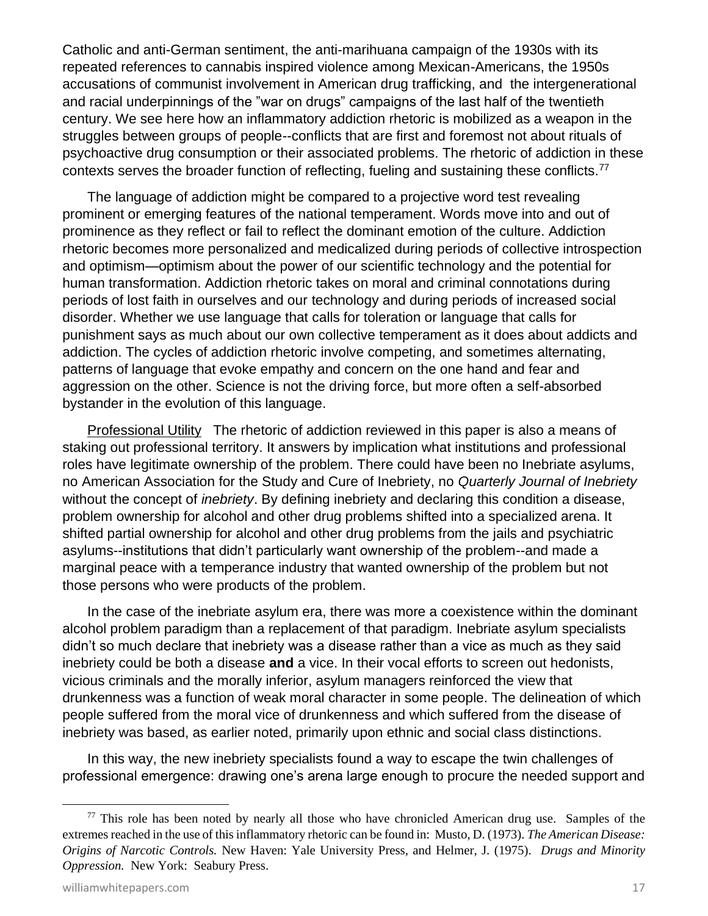Catholic and anti-German sentiment, the anti-marihuana campaign of the 1930s with its repeated references to cannabis inspired violence among Mexican-Americans, the 1950s accusations of communist involvement in American drug trafficking, and the intergenerational and racial underpinnings of the "war on drugs" campaigns of the last half of the twentieth century. We see here how an inflammatory addiction rhetoric is mobilized as a weapon in the struggles between groups of people--conflicts that are first and foremost not about rituals of psychoactive drug consumption or their associated problems. The rhetoric of addiction in these contexts serves the broader function of reflecting, fueling and sustaining these conflicts.[77]

The language of addiction might be compared to a projective word test revealing prominent or emerging features of the national temperament. Words move into and out of prominence as they reflect or fail to reflect the dominant emotion of the culture. Addiction rhetoric becomes more personalized and medicalized during periods of collective introspection and optimism—optimism about the power of our scientific technology and the potential for human transformation. Addiction rhetoric takes on moral and criminal connotations during periods of lost faith in ourselves and our technology and during periods of increased social disorder. Whether we use language that calls for toleration or language that calls for punishment says as much about our own collective temperament as it does about addicts and addiction. The cycles of addiction rhetoric involve competing, and sometimes alternating, patterns of language that evoke empathy and concern on the one hand and fear and aggression on the other. Science is not the driving force, but more often a self-absorbed bystander in the evolution of this language.

Professional Utility   The rhetoric of addiction reviewed in this paper is also a means of staking out professional territory. It answers by implication what institutions and professional roles have legitimate ownership of the problem. There could have been no Inebriate asylums, no American Association for the Study and Cure of Inebriety, no *Quarterly Journal of Inebriety* without the concept of *inebriety*. By defining inebriety and declaring this condition a disease, problem ownership for alcohol and other drug problems shifted into a specialized arena. It shifted partial ownership for alcohol and other drug problems from the jails and psychiatric asylums--institutions that didn't particularly want ownership of the problem--and made a marginal peace with a temperance industry that wanted ownership of the problem but not those persons who were products of the problem.

In the case of the inebriate asylum era, there was more a coexistence within the dominant alcohol problem paradigm than a replacement of that paradigm. Inebriate asylum specialists didn't so much declare that inebriety was a disease rather than a vice as much as they said inebriety could be both a disease **and** a vice. In their vocal efforts to screen out hedonists, vicious criminals and the morally inferior, asylum managers reinforced the view that drunkenness was a function of weak moral character in some people. The delineation of which people suffered from the moral vice of drunkenness and which suffered from the disease of inebriety was based, as earlier noted, primarily upon ethnic and social class distinctions.

In this way, the new inebriety specialists found a way to escape the twin challenges of professional emergence: drawing one's arena large enough to procure the needed support and

[77] This role has been noted by nearly all those who have chronicled American drug use. Samples of the extremes reached in the use of this inflammatory rhetoric can be found in: Musto, D. (1973). *The American Disease: Origins of Narcotic Controls.* New Haven: Yale University Press, and Helmer, J. (1975). *Drugs and Minority Oppression.* New York: Seabury Press.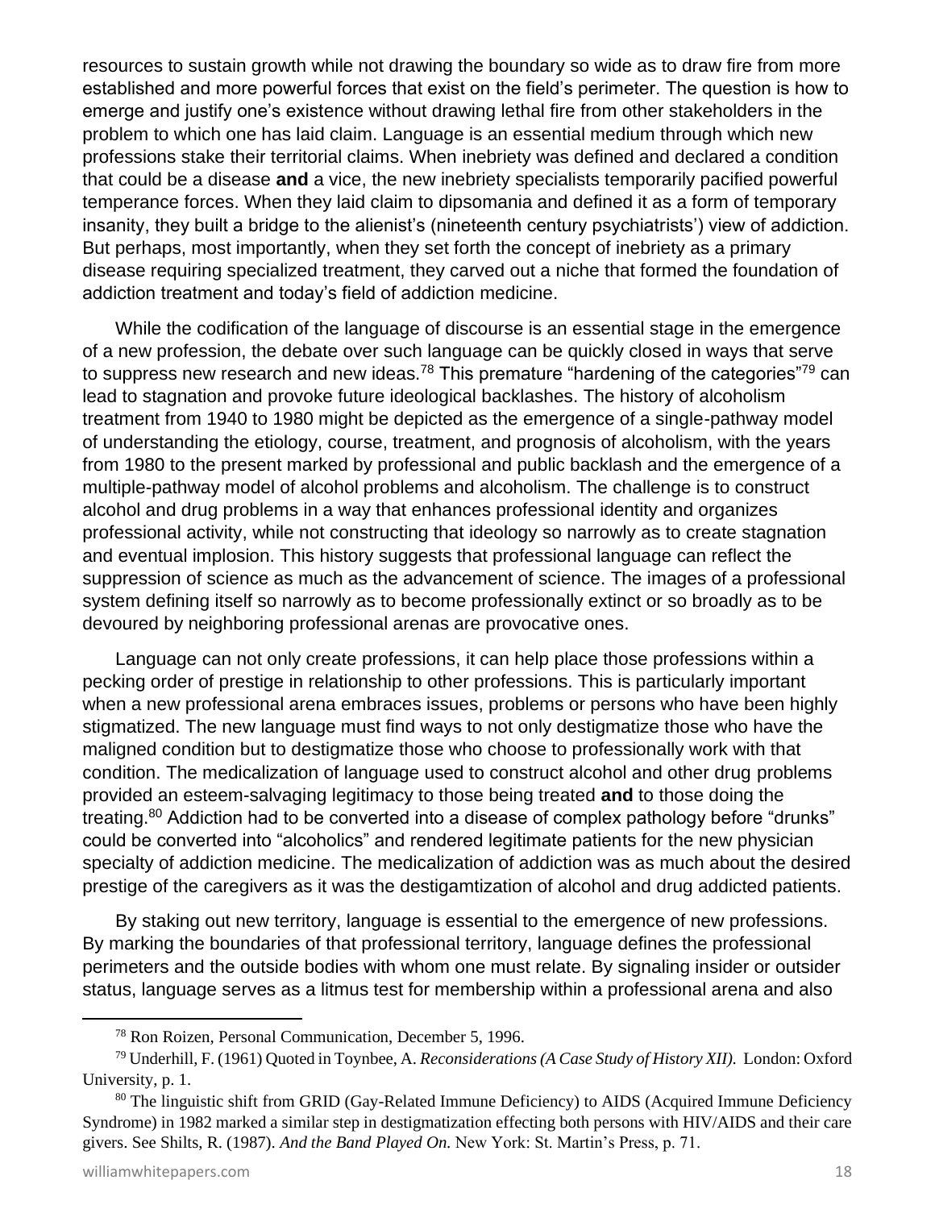resources to sustain growth while not drawing the boundary so wide as to draw fire from more established and more powerful forces that exist on the field's perimeter. The question is how to emerge and justify one's existence without drawing lethal fire from other stakeholders in the problem to which one has laid claim. Language is an essential medium through which new professions stake their territorial claims. When inebriety was defined and declared a condition that could be a disease **and** a vice, the new inebriety specialists temporarily pacified powerful temperance forces. When they laid claim to dipsomania and defined it as a form of temporary insanity, they built a bridge to the alienist's (nineteenth century psychiatrists') view of addiction. But perhaps, most importantly, when they set forth the concept of inebriety as a primary disease requiring specialized treatment, they carved out a niche that formed the foundation of addiction treatment and today's field of addiction medicine.

While the codification of the language of discourse is an essential stage in the emergence of a new profession, the debate over such language can be quickly closed in ways that serve to suppress new research and new ideas.[78] This premature "hardening of the categories"[79] can lead to stagnation and provoke future ideological backlashes. The history of alcoholism treatment from 1940 to 1980 might be depicted as the emergence of a single-pathway model of understanding the etiology, course, treatment, and prognosis of alcoholism, with the years from 1980 to the present marked by professional and public backlash and the emergence of a multiple-pathway model of alcohol problems and alcoholism. The challenge is to construct alcohol and drug problems in a way that enhances professional identity and organizes professional activity, while not constructing that ideology so narrowly as to create stagnation and eventual implosion. This history suggests that professional language can reflect the suppression of science as much as the advancement of science. The images of a professional system defining itself so narrowly as to become professionally extinct or so broadly as to be devoured by neighboring professional arenas are provocative ones.

Language can not only create professions, it can help place those professions within a pecking order of prestige in relationship to other professions. This is particularly important when a new professional arena embraces issues, problems or persons who have been highly stigmatized. The new language must find ways to not only destigmatize those who have the maligned condition but to destigmatize those who choose to professionally work with that condition. The medicalization of language used to construct alcohol and other drug problems provided an esteem-salvaging legitimacy to those being treated **and** to those doing the treating.[80] Addiction had to be converted into a disease of complex pathology before "drunks" could be converted into "alcoholics" and rendered legitimate patients for the new physician specialty of addiction medicine. The medicalization of addiction was as much about the desired prestige of the caregivers as it was the destigamtization of alcohol and drug addicted patients.

By staking out new territory, language is essential to the emergence of new professions. By marking the boundaries of that professional territory, language defines the professional perimeters and the outside bodies with whom one must relate. By signaling insider or outsider status, language serves as a litmus test for membership within a professional arena and also

---

[78] Ron Roizen, Personal Communication, December 5, 1996.

[79] Underhill, F. (1961) Quoted in Toynbee, A. *Reconsiderations (A Case Study of History XII).* London: Oxford University, p. 1.

[80] The linguistic shift from GRID (Gay-Related Immune Deficiency) to AIDS (Acquired Immune Deficiency Syndrome) in 1982 marked a similar step in destigmatization effecting both persons with HIV/AIDS and their care givers. See Shilts, R. (1987). *And the Band Played On.* New York: St. Martin's Press, p. 71.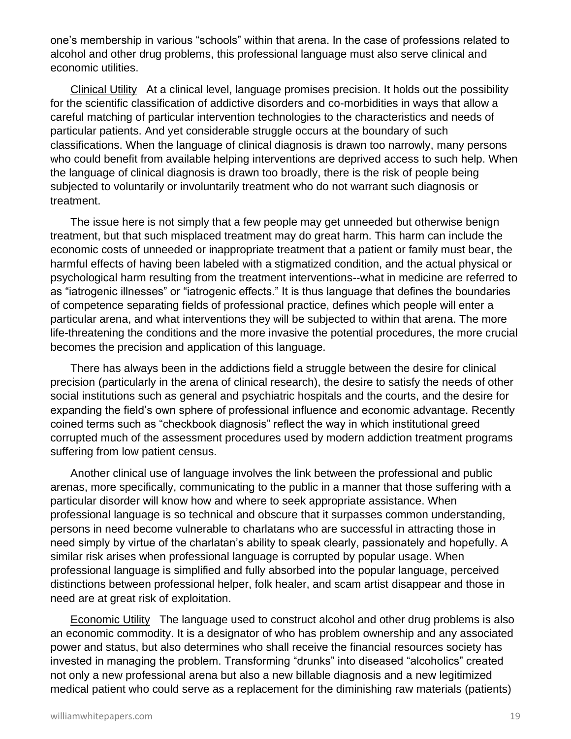one's membership in various "schools" within that arena. In the case of professions related to alcohol and other drug problems, this professional language must also serve clinical and economic utilities.

Clinical Utility At a clinical level, language promises precision. It holds out the possibility for the scientific classification of addictive disorders and co-morbidities in ways that allow a careful matching of particular intervention technologies to the characteristics and needs of particular patients. And yet considerable struggle occurs at the boundary of such classifications. When the language of clinical diagnosis is drawn too narrowly, many persons who could benefit from available helping interventions are deprived access to such help. When the language of clinical diagnosis is drawn too broadly, there is the risk of people being subjected to voluntarily or involuntarily treatment who do not warrant such diagnosis or treatment.

The issue here is not simply that a few people may get unneeded but otherwise benign treatment, but that such misplaced treatment may do great harm. This harm can include the economic costs of unneeded or inappropriate treatment that a patient or family must bear, the harmful effects of having been labeled with a stigmatized condition, and the actual physical or psychological harm resulting from the treatment interventions--what in medicine are referred to as "iatrogenic illnesses" or "iatrogenic effects." It is thus language that defines the boundaries of competence separating fields of professional practice, defines which people will enter a particular arena, and what interventions they will be subjected to within that arena. The more life-threatening the conditions and the more invasive the potential procedures, the more crucial becomes the precision and application of this language.

There has always been in the addictions field a struggle between the desire for clinical precision (particularly in the arena of clinical research), the desire to satisfy the needs of other social institutions such as general and psychiatric hospitals and the courts, and the desire for expanding the field's own sphere of professional influence and economic advantage. Recently coined terms such as "checkbook diagnosis" reflect the way in which institutional greed corrupted much of the assessment procedures used by modern addiction treatment programs suffering from low patient census.

Another clinical use of language involves the link between the professional and public arenas, more specifically, communicating to the public in a manner that those suffering with a particular disorder will know how and where to seek appropriate assistance. When professional language is so technical and obscure that it surpasses common understanding, persons in need become vulnerable to charlatans who are successful in attracting those in need simply by virtue of the charlatan's ability to speak clearly, passionately and hopefully. A similar risk arises when professional language is corrupted by popular usage. When professional language is simplified and fully absorbed into the popular language, perceived distinctions between professional helper, folk healer, and scam artist disappear and those in need are at great risk of exploitation.

Economic Utility The language used to construct alcohol and other drug problems is also an economic commodity. It is a designator of who has problem ownership and any associated power and status, but also determines who shall receive the financial resources society has invested in managing the problem. Transforming "drunks" into diseased "alcoholics" created not only a new professional arena but also a new billable diagnosis and a new legitimized medical patient who could serve as a replacement for the diminishing raw materials (patients)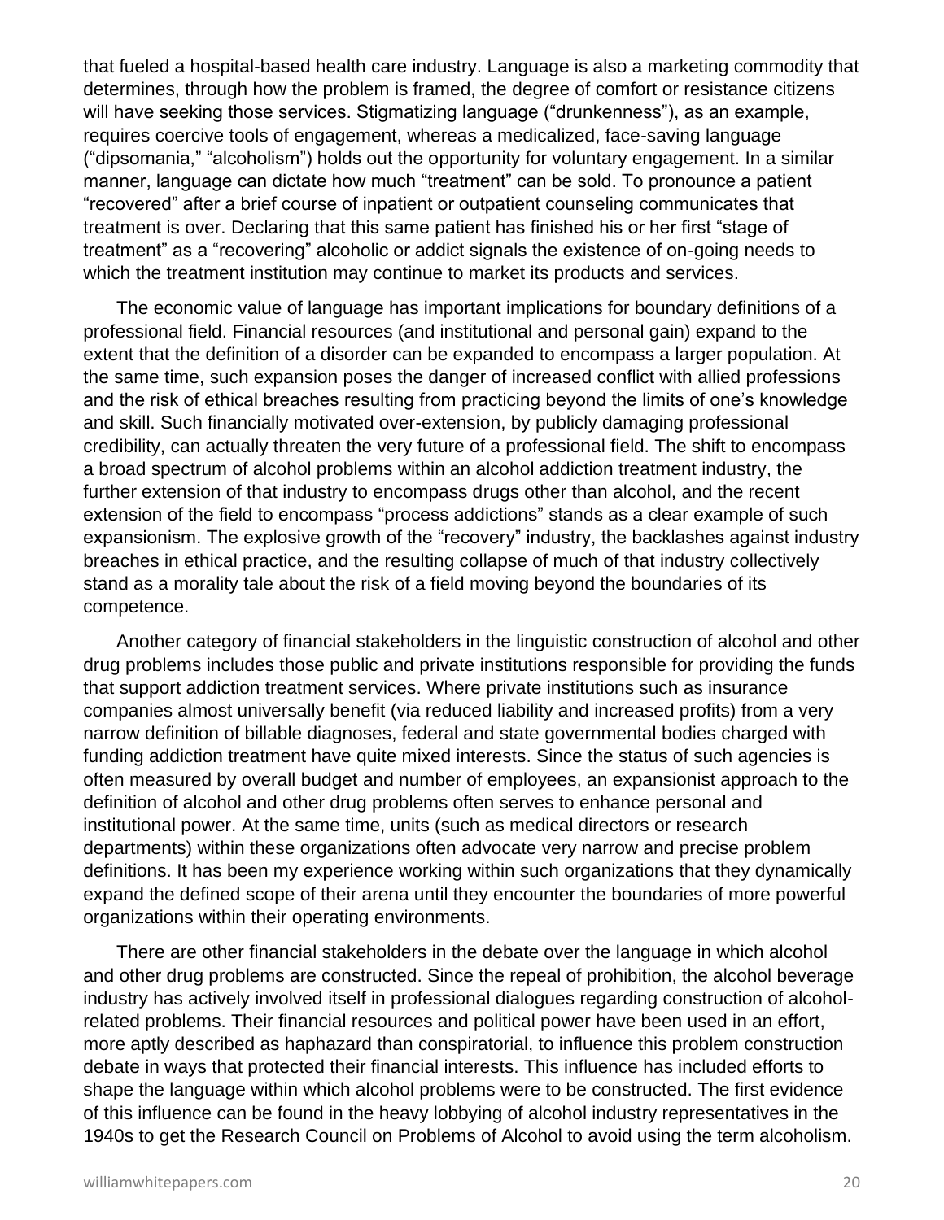that fueled a hospital-based health care industry. Language is also a marketing commodity that determines, through how the problem is framed, the degree of comfort or resistance citizens will have seeking those services. Stigmatizing language ("drunkenness"), as an example, requires coercive tools of engagement, whereas a medicalized, face-saving language ("dipsomania," "alcoholism") holds out the opportunity for voluntary engagement. In a similar manner, language can dictate how much "treatment" can be sold. To pronounce a patient "recovered" after a brief course of inpatient or outpatient counseling communicates that treatment is over. Declaring that this same patient has finished his or her first "stage of treatment" as a "recovering" alcoholic or addict signals the existence of on-going needs to which the treatment institution may continue to market its products and services.

The economic value of language has important implications for boundary definitions of a professional field. Financial resources (and institutional and personal gain) expand to the extent that the definition of a disorder can be expanded to encompass a larger population. At the same time, such expansion poses the danger of increased conflict with allied professions and the risk of ethical breaches resulting from practicing beyond the limits of one's knowledge and skill. Such financially motivated over-extension, by publicly damaging professional credibility, can actually threaten the very future of a professional field. The shift to encompass a broad spectrum of alcohol problems within an alcohol addiction treatment industry, the further extension of that industry to encompass drugs other than alcohol, and the recent extension of the field to encompass "process addictions" stands as a clear example of such expansionism. The explosive growth of the "recovery" industry, the backlashes against industry breaches in ethical practice, and the resulting collapse of much of that industry collectively stand as a morality tale about the risk of a field moving beyond the boundaries of its competence.

Another category of financial stakeholders in the linguistic construction of alcohol and other drug problems includes those public and private institutions responsible for providing the funds that support addiction treatment services. Where private institutions such as insurance companies almost universally benefit (via reduced liability and increased profits) from a very narrow definition of billable diagnoses, federal and state governmental bodies charged with funding addiction treatment have quite mixed interests. Since the status of such agencies is often measured by overall budget and number of employees, an expansionist approach to the definition of alcohol and other drug problems often serves to enhance personal and institutional power. At the same time, units (such as medical directors or research departments) within these organizations often advocate very narrow and precise problem definitions. It has been my experience working within such organizations that they dynamically expand the defined scope of their arena until they encounter the boundaries of more powerful organizations within their operating environments.

There are other financial stakeholders in the debate over the language in which alcohol and other drug problems are constructed. Since the repeal of prohibition, the alcohol beverage industry has actively involved itself in professional dialogues regarding construction of alcohol-related problems. Their financial resources and political power have been used in an effort, more aptly described as haphazard than conspiratorial, to influence this problem construction debate in ways that protected their financial interests. This influence has included efforts to shape the language within which alcohol problems were to be constructed. The first evidence of this influence can be found in the heavy lobbying of alcohol industry representatives in the 1940s to get the Research Council on Problems of Alcohol to avoid using the term alcoholism.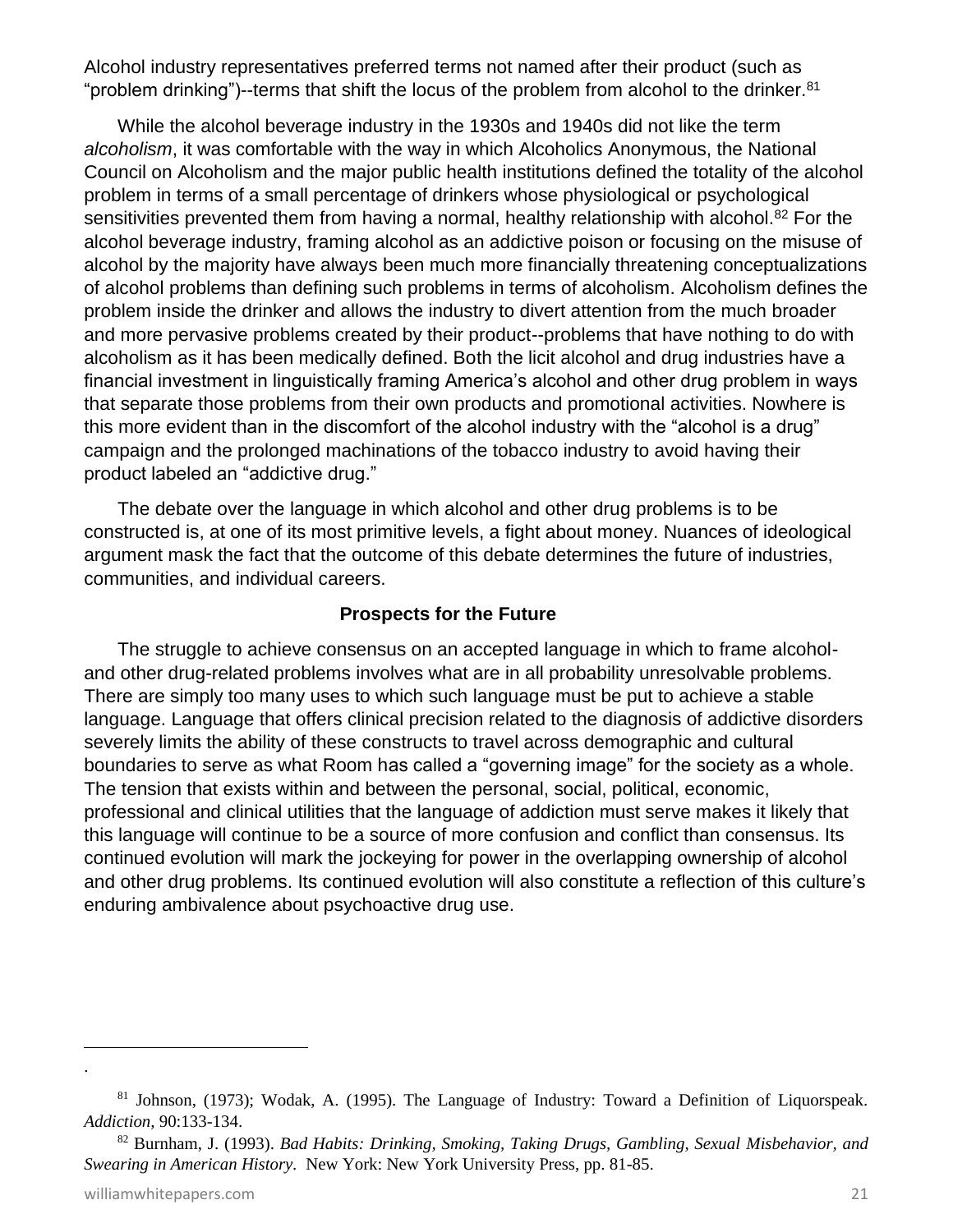Alcohol industry representatives preferred terms not named after their product (such as "problem drinking")--terms that shift the locus of the problem from alcohol to the drinker.[81]

While the alcohol beverage industry in the 1930s and 1940s did not like the term *alcoholism*, it was comfortable with the way in which Alcoholics Anonymous, the National Council on Alcoholism and the major public health institutions defined the totality of the alcohol problem in terms of a small percentage of drinkers whose physiological or psychological sensitivities prevented them from having a normal, healthy relationship with alcohol.[82] For the alcohol beverage industry, framing alcohol as an addictive poison or focusing on the misuse of alcohol by the majority have always been much more financially threatening conceptualizations of alcohol problems than defining such problems in terms of alcoholism. Alcoholism defines the problem inside the drinker and allows the industry to divert attention from the much broader and more pervasive problems created by their product--problems that have nothing to do with alcoholism as it has been medically defined. Both the licit alcohol and drug industries have a financial investment in linguistically framing America's alcohol and other drug problem in ways that separate those problems from their own products and promotional activities. Nowhere is this more evident than in the discomfort of the alcohol industry with the "alcohol is a drug" campaign and the prolonged machinations of the tobacco industry to avoid having their product labeled an "addictive drug."

The debate over the language in which alcohol and other drug problems is to be constructed is, at one of its most primitive levels, a fight about money. Nuances of ideological argument mask the fact that the outcome of this debate determines the future of industries, communities, and individual careers.

## Prospects for the Future

The struggle to achieve consensus on an accepted language in which to frame alcohol- and other drug-related problems involves what are in all probability unresolvable problems. There are simply too many uses to which such language must be put to achieve a stable language. Language that offers clinical precision related to the diagnosis of addictive disorders severely limits the ability of these constructs to travel across demographic and cultural boundaries to serve as what Room has called a "governing image" for the society as a whole. The tension that exists within and between the personal, social, political, economic, professional and clinical utilities that the language of addiction must serve makes it likely that this language will continue to be a source of more confusion and conflict than consensus. Its continued evolution will mark the jockeying for power in the overlapping ownership of alcohol and other drug problems. Its continued evolution will also constitute a reflection of this culture's enduring ambivalence about psychoactive drug use.

---

.

[81] Johnson, (1973); Wodak, A. (1995). The Language of Industry: Toward a Definition of Liquorspeak. *Addiction*, 90:133-134.

[82] Burnham, J. (1993). *Bad Habits: Drinking, Smoking, Taking Drugs, Gambling, Sexual Misbehavior, and Swearing in American History*. New York: New York University Press, pp. 81-85.